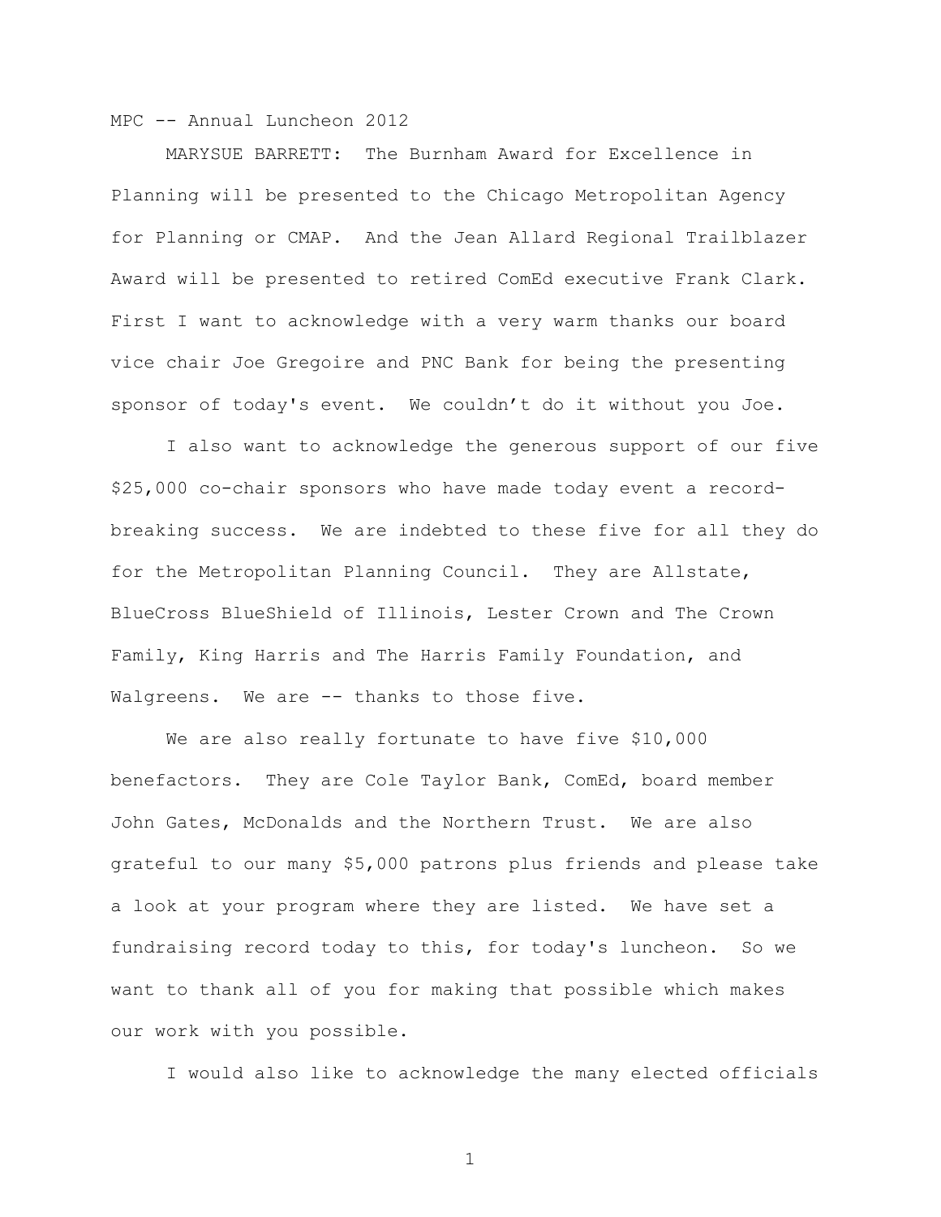MPC -- Annual Luncheon 2012

MARYSUE BARRETT: The Burnham Award for Excellence in Planning will be presented to the Chicago Metropolitan Agency for Planning or CMAP. And the Jean Allard Regional Trailblazer Award will be presented to retired ComEd executive Frank Clark. First I want to acknowledge with a very warm thanks our board vice chair Joe Gregoire and PNC Bank for being the presenting sponsor of today's event. We couldn’t do it without you Joe.

I also want to acknowledge the generous support of our five $25,000 co-chair sponsors who have made today event a record-breaking success. We are indebted to these five for all they do for the Metropolitan Planning Council. They are Allstate, BlueCross BlueShield of Illinois, Lester Crown and The Crown Family, King Harris and The Harris Family Foundation, and Walgreens. We are -- thanks to those five.

We are also really fortunate to have five $10,000 benefactors. They are Cole Taylor Bank, ComEd, board member John Gates, McDonalds and the Northern Trust. We are also grateful to our many $5,000 patrons plus friends and please take a look at your program where they are listed. We have set a fundraising record today to this, for today's luncheon. So we want to thank all of you for making that possible which makes our work with you possible.

I would also like to acknowledge the many elected officials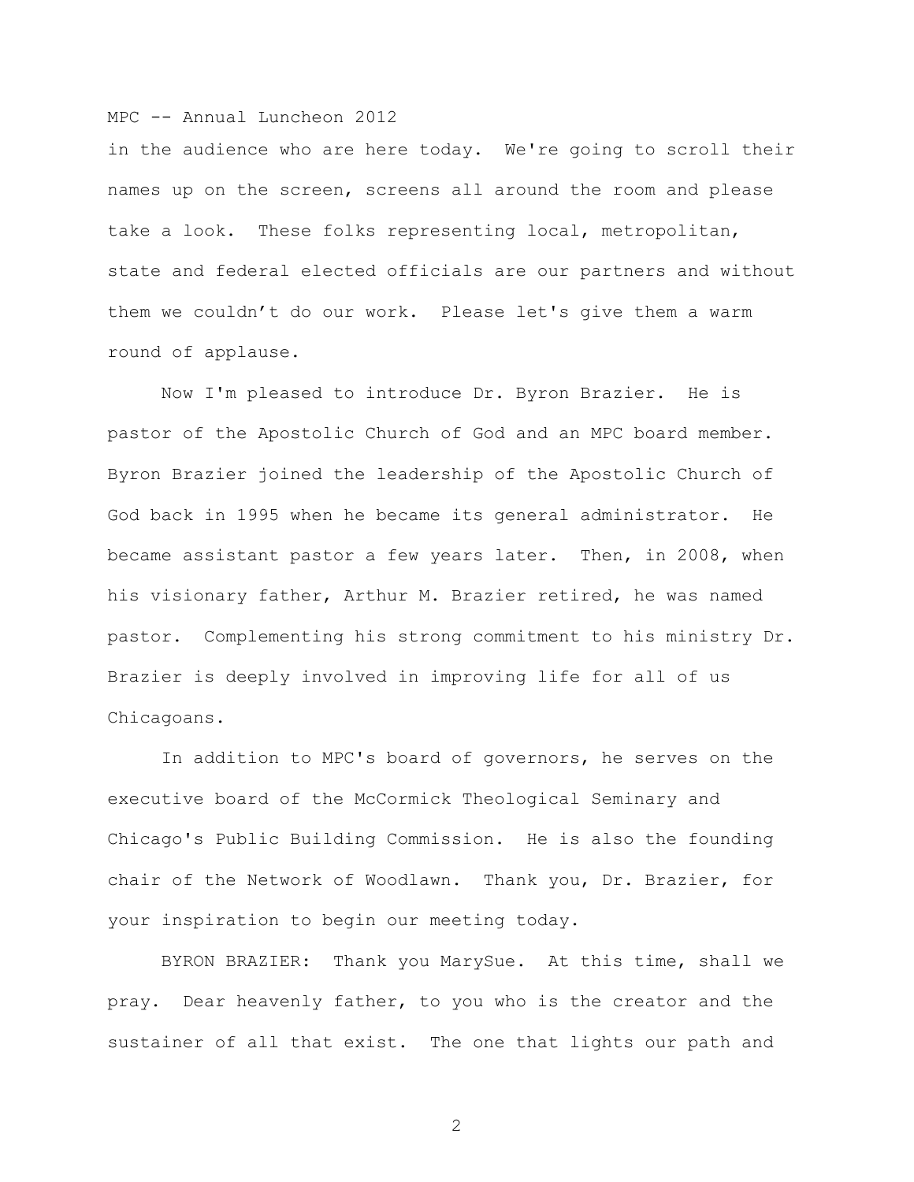in the audience who are here today. We're going to scroll their names up on the screen, screens all around the room and please take a look. These folks representing local, metropolitan, state and federal elected officials are our partners and without them we couldn't do our work. Please let's give them a warm round of applause.

Now I'm pleased to introduce Dr. Byron Brazier. He is pastor of the Apostolic Church of God and an MPC board member. Byron Brazier joined the leadership of the Apostolic Church of God back in 1995 when he became its general administrator. He became assistant pastor a few years later. Then, in 2008, when his visionary father, Arthur M. Brazier retired, he was named pastor. Complementing his strong commitment to his ministry Dr. Brazier is deeply involved in improving life for all of us Chicagoans.

In addition to MPC's board of governors, he serves on the executive board of the McCormick Theological Seminary and Chicago's Public Building Commission. He is also the founding chair of the Network of Woodlawn. Thank you, Dr. Brazier, for your inspiration to begin our meeting today.

BYRON BRAZIER: Thank you MarySue. At this time, shall we pray. Dear heavenly father, to you who is the creator and the sustainer of all that exist. The one that lights our path and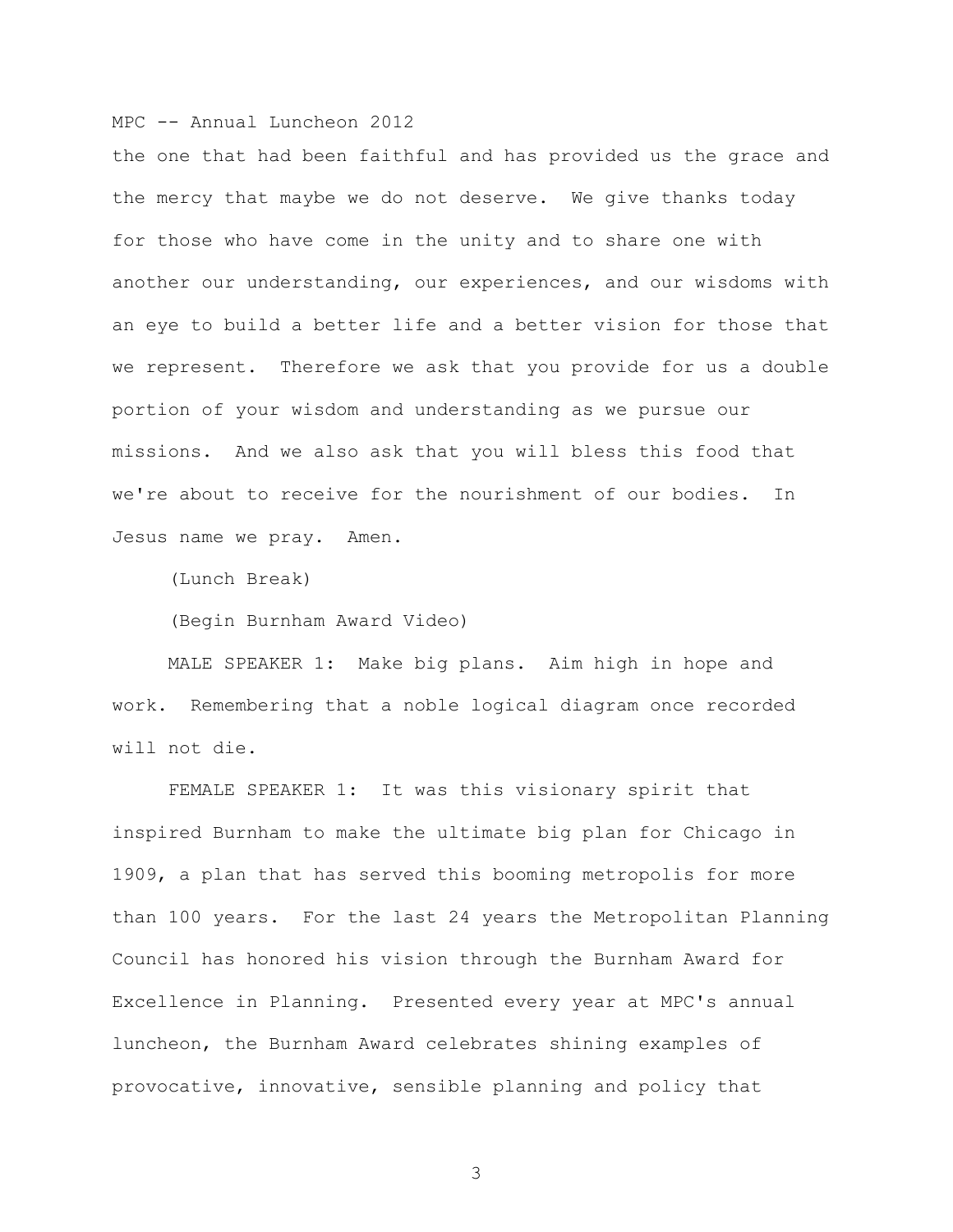the one that had been faithful and has provided us the grace and the mercy that maybe we do not deserve. We give thanks today for those who have come in the unity and to share one with another our understanding, our experiences, and our wisdoms with an eye to build a better life and a better vision for those that we represent. Therefore we ask that you provide for us a double portion of your wisdom and understanding as we pursue our missions. And we also ask that you will bless this food that we're about to receive for the nourishment of our bodies. In Jesus name we pray. Amen.

(Lunch Break)

(Begin Burnham Award Video)

MALE SPEAKER 1: Make big plans. Aim high in hope and work. Remembering that a noble logical diagram once recorded will not die.

FEMALE SPEAKER 1: It was this visionary spirit that inspired Burnham to make the ultimate big plan for Chicago in 1909, a plan that has served this booming metropolis for more than 100 years. For the last 24 years the Metropolitan Planning Council has honored his vision through the Burnham Award for Excellence in Planning. Presented every year at MPC's annual luncheon, the Burnham Award celebrates shining examples of provocative, innovative, sensible planning and policy that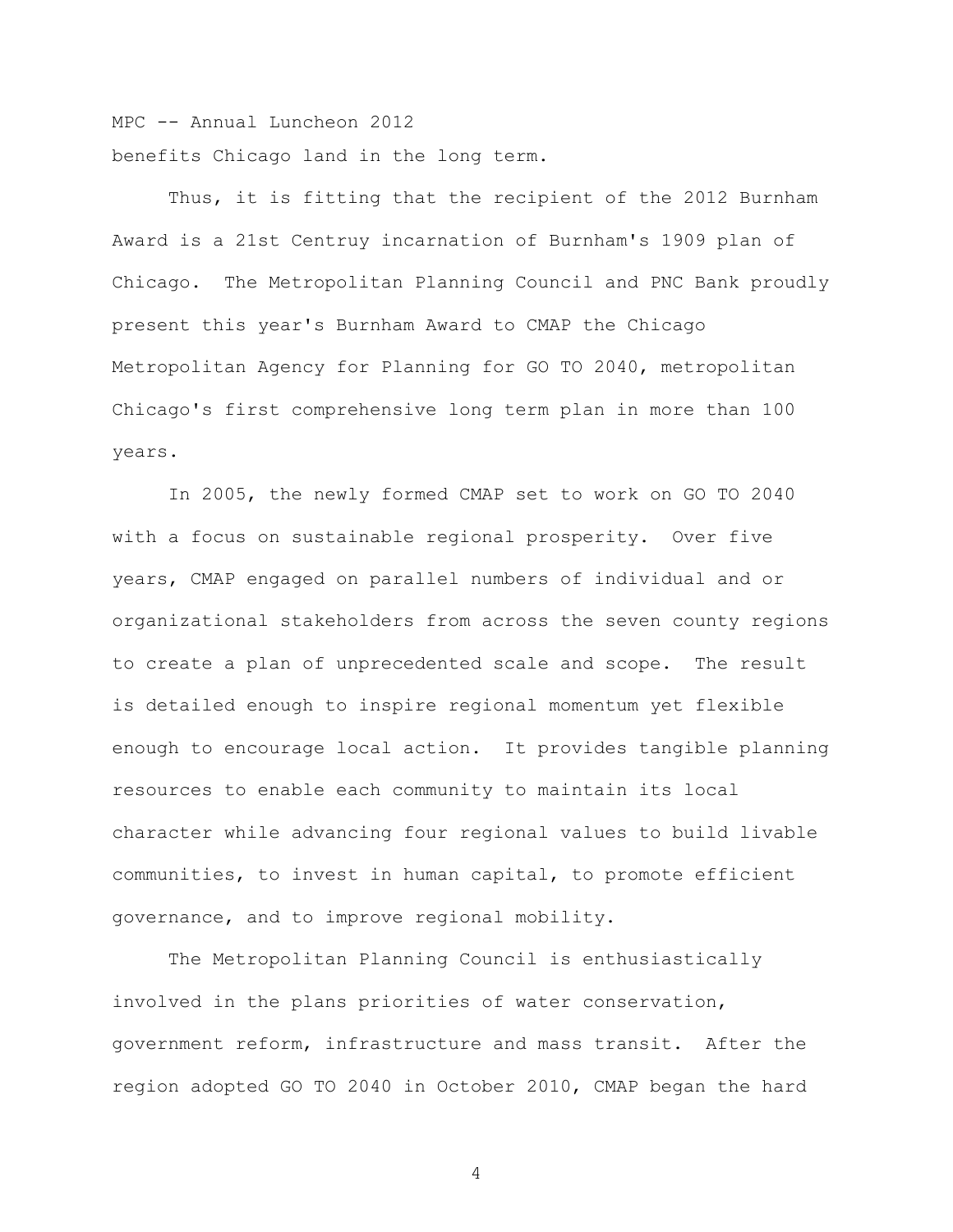benefits Chicago land in the long term.

Thus, it is fitting that the recipient of the 2012 Burnham Award is a 21st Centruy incarnation of Burnham's 1909 plan of Chicago. The Metropolitan Planning Council and PNC Bank proudly present this year's Burnham Award to CMAP the Chicago Metropolitan Agency for Planning for GO TO 2040, metropolitan Chicago's first comprehensive long term plan in more than 100 years.

In 2005, the newly formed CMAP set to work on GO TO 2040 with a focus on sustainable regional prosperity. Over five years, CMAP engaged on parallel numbers of individual and or organizational stakeholders from across the seven county regions to create a plan of unprecedented scale and scope. The result is detailed enough to inspire regional momentum yet flexible enough to encourage local action. It provides tangible planning resources to enable each community to maintain its local character while advancing four regional values to build livable communities, to invest in human capital, to promote efficient governance, and to improve regional mobility.

The Metropolitan Planning Council is enthusiastically involved in the plans priorities of water conservation, government reform, infrastructure and mass transit. After the region adopted GO TO 2040 in October 2010, CMAP began the hard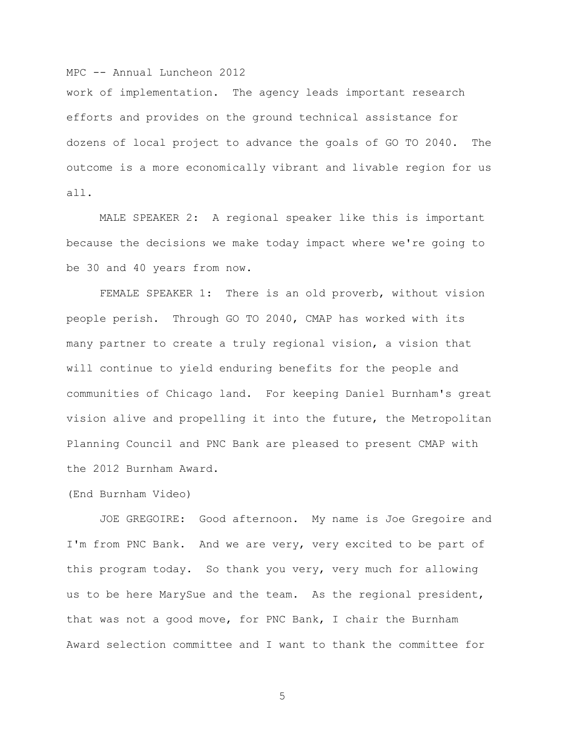work of implementation. The agency leads important research efforts and provides on the ground technical assistance for dozens of local project to advance the goals of GO TO 2040. The outcome is a more economically vibrant and livable region for us all.

MALE SPEAKER 2: A regional speaker like this is important because the decisions we make today impact where we're going to be 30 and 40 years from now.

FEMALE SPEAKER 1: There is an old proverb, without vision people perish. Through GO TO 2040, CMAP has worked with its many partner to create a truly regional vision, a vision that will continue to yield enduring benefits for the people and communities of Chicago land. For keeping Daniel Burnham's great vision alive and propelling it into the future, the Metropolitan Planning Council and PNC Bank are pleased to present CMAP with the 2012 Burnham Award.

(End Burnham Video)

JOE GREGOIRE: Good afternoon. My name is Joe Gregoire and I'm from PNC Bank. And we are very, very excited to be part of this program today. So thank you very, very much for allowing us to be here MarySue and the team. As the regional president, that was not a good move, for PNC Bank, I chair the Burnham Award selection committee and I want to thank the committee for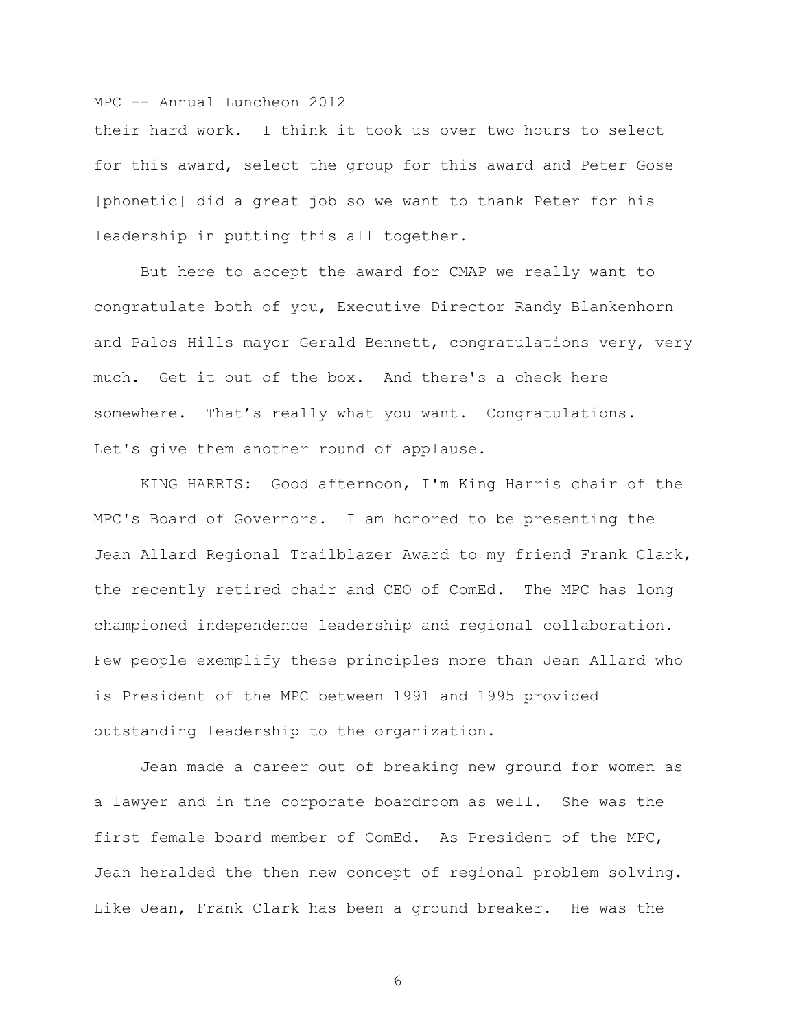their hard work. I think it took us over two hours to select for this award, select the group for this award and Peter Gose [phonetic] did a great job so we want to thank Peter for his leadership in putting this all together.

But here to accept the award for CMAP we really want to congratulate both of you, Executive Director Randy Blankenhorn and Palos Hills mayor Gerald Bennett, congratulations very, very much. Get it out of the box. And there's a check here somewhere. That's really what you want. Congratulations. Let's give them another round of applause.

KING HARRIS: Good afternoon, I'm King Harris chair of the MPC's Board of Governors. I am honored to be presenting the Jean Allard Regional Trailblazer Award to my friend Frank Clark, the recently retired chair and CEO of ComEd. The MPC has long championed independence leadership and regional collaboration. Few people exemplify these principles more than Jean Allard who is President of the MPC between 1991 and 1995 provided outstanding leadership to the organization.

Jean made a career out of breaking new ground for women as a lawyer and in the corporate boardroom as well. She was the first female board member of ComEd. As President of the MPC, Jean heralded the then new concept of regional problem solving. Like Jean, Frank Clark has been a ground breaker. He was the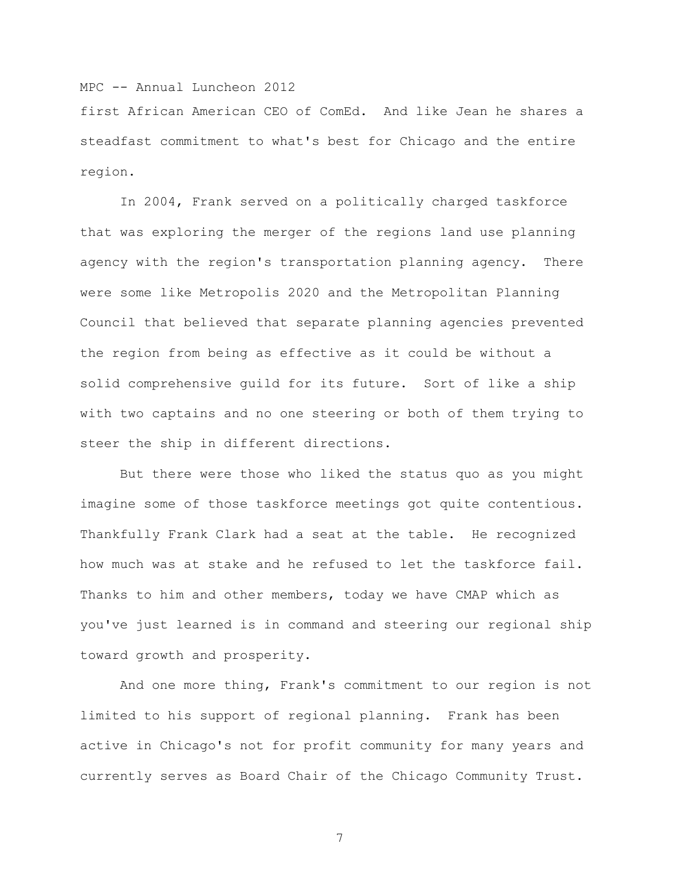first African American CEO of ComEd. And like Jean he shares a steadfast commitment to what's best for Chicago and the entire region.

In 2004, Frank served on a politically charged taskforce that was exploring the merger of the regions land use planning agency with the region's transportation planning agency. There were some like Metropolis 2020 and the Metropolitan Planning Council that believed that separate planning agencies prevented the region from being as effective as it could be without a solid comprehensive guild for its future. Sort of like a ship with two captains and no one steering or both of them trying to steer the ship in different directions.

But there were those who liked the status quo as you might imagine some of those taskforce meetings got quite contentious. Thankfully Frank Clark had a seat at the table. He recognized how much was at stake and he refused to let the taskforce fail. Thanks to him and other members, today we have CMAP which as you've just learned is in command and steering our regional ship toward growth and prosperity.

And one more thing, Frank's commitment to our region is not limited to his support of regional planning. Frank has been active in Chicago's not for profit community for many years and currently serves as Board Chair of the Chicago Community Trust.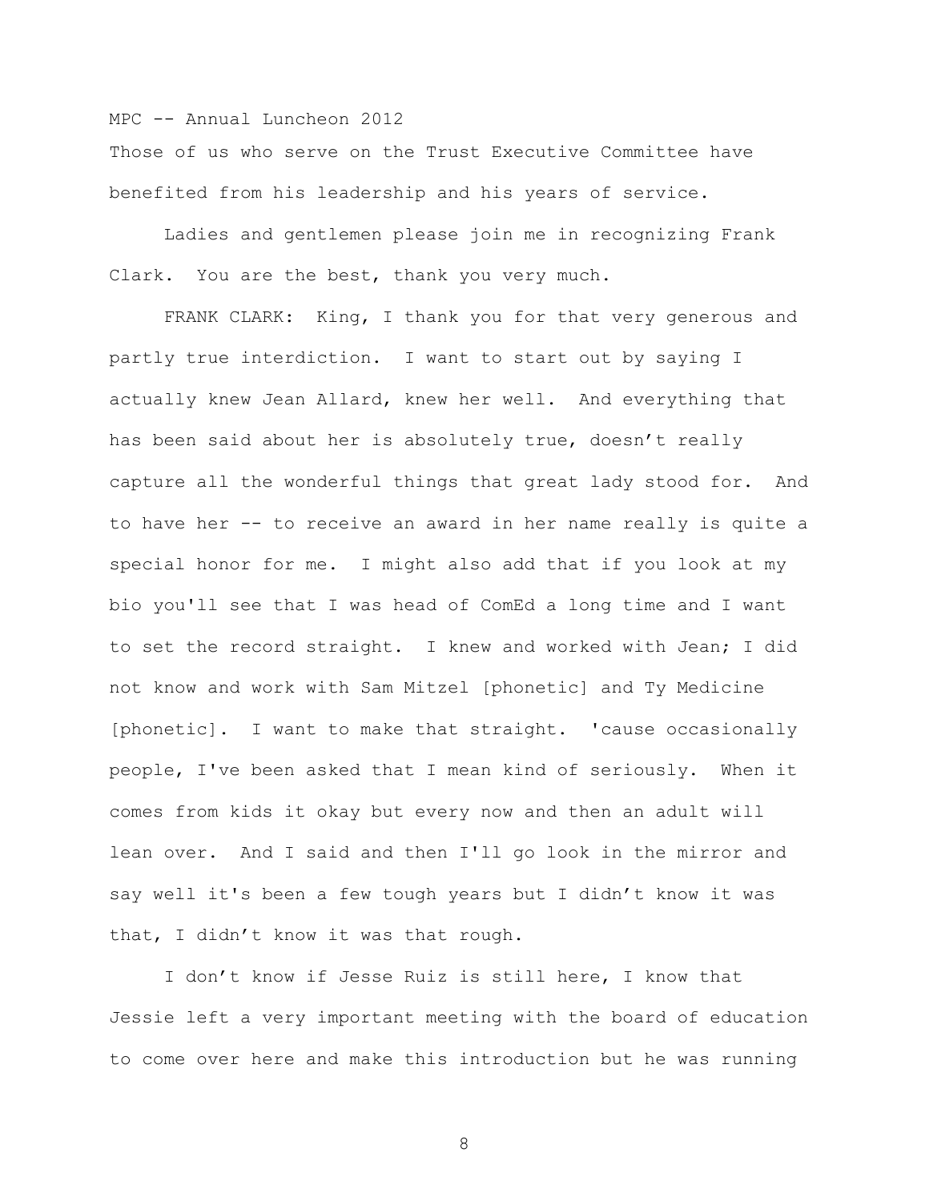Those of us who serve on the Trust Executive Committee have benefited from his leadership and his years of service.

Ladies and gentlemen please join me in recognizing Frank Clark. You are the best, thank you very much.

FRANK CLARK: King, I thank you for that very generous and partly true interdiction. I want to start out by saying I actually knew Jean Allard, knew her well. And everything that has been said about her is absolutely true, doesn't really capture all the wonderful things that great lady stood for. And to have her -- to receive an award in her name really is quite a special honor for me. I might also add that if you look at my bio you'll see that I was head of ComEd a long time and I want to set the record straight. I knew and worked with Jean; I did not know and work with Sam Mitzel [phonetic] and Ty Medicine [phonetic]. I want to make that straight. 'cause occasionally people, I've been asked that I mean kind of seriously. When it comes from kids it okay but every now and then an adult will lean over. And I said and then I'll go look in the mirror and say well it's been a few tough years but I didn't know it was that, I didn't know it was that rough.

I don't know if Jesse Ruiz is still here, I know that Jessie left a very important meeting with the board of education to come over here and make this introduction but he was running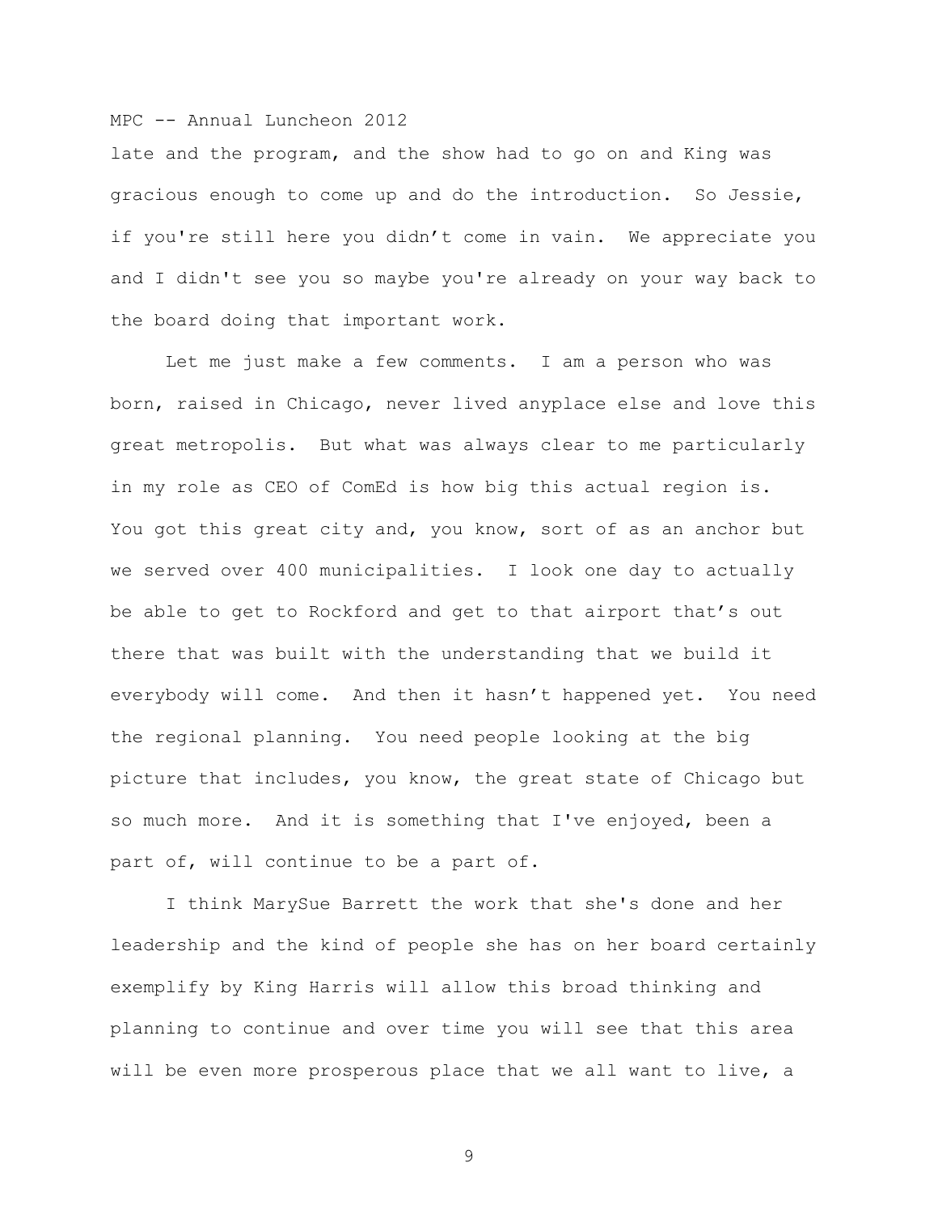late and the program, and the show had to go on and King was gracious enough to come up and do the introduction. So Jessie, if you're still here you didn't come in vain. We appreciate you and I didn't see you so maybe you're already on your way back to the board doing that important work.

Let me just make a few comments. I am a person who was born, raised in Chicago, never lived anyplace else and love this great metropolis. But what was always clear to me particularly in my role as CEO of ComEd is how big this actual region is. You got this great city and, you know, sort of as an anchor but we served over 400 municipalities. I look one day to actually be able to get to Rockford and get to that airport that's out there that was built with the understanding that we build it everybody will come. And then it hasn't happened yet. You need the regional planning. You need people looking at the big picture that includes, you know, the great state of Chicago but so much more. And it is something that I've enjoyed, been a part of, will continue to be a part of.

I think MarySue Barrett the work that she's done and her leadership and the kind of people she has on her board certainly exemplify by King Harris will allow this broad thinking and planning to continue and over time you will see that this area will be even more prosperous place that we all want to live, a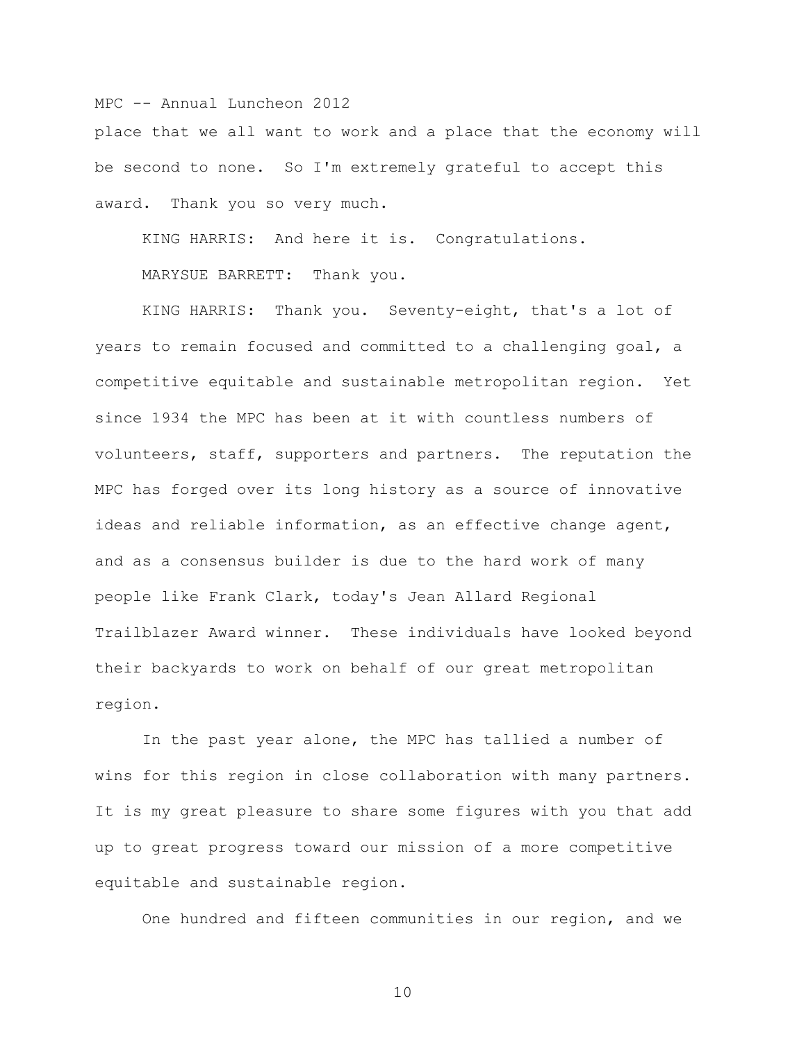place that we all want to work and a place that the economy will be second to none. So I'm extremely grateful to accept this award. Thank you so very much.

KING HARRIS: And here it is. Congratulations.

MARYSUE BARRETT: Thank you.

KING HARRIS: Thank you. Seventy-eight, that's a lot of years to remain focused and committed to a challenging goal, a competitive equitable and sustainable metropolitan region. Yet since 1934 the MPC has been at it with countless numbers of volunteers, staff, supporters and partners. The reputation the MPC has forged over its long history as a source of innovative ideas and reliable information, as an effective change agent, and as a consensus builder is due to the hard work of many people like Frank Clark, today's Jean Allard Regional Trailblazer Award winner. These individuals have looked beyond their backyards to work on behalf of our great metropolitan region.

In the past year alone, the MPC has tallied a number of wins for this region in close collaboration with many partners. It is my great pleasure to share some figures with you that add up to great progress toward our mission of a more competitive equitable and sustainable region.

One hundred and fifteen communities in our region, and we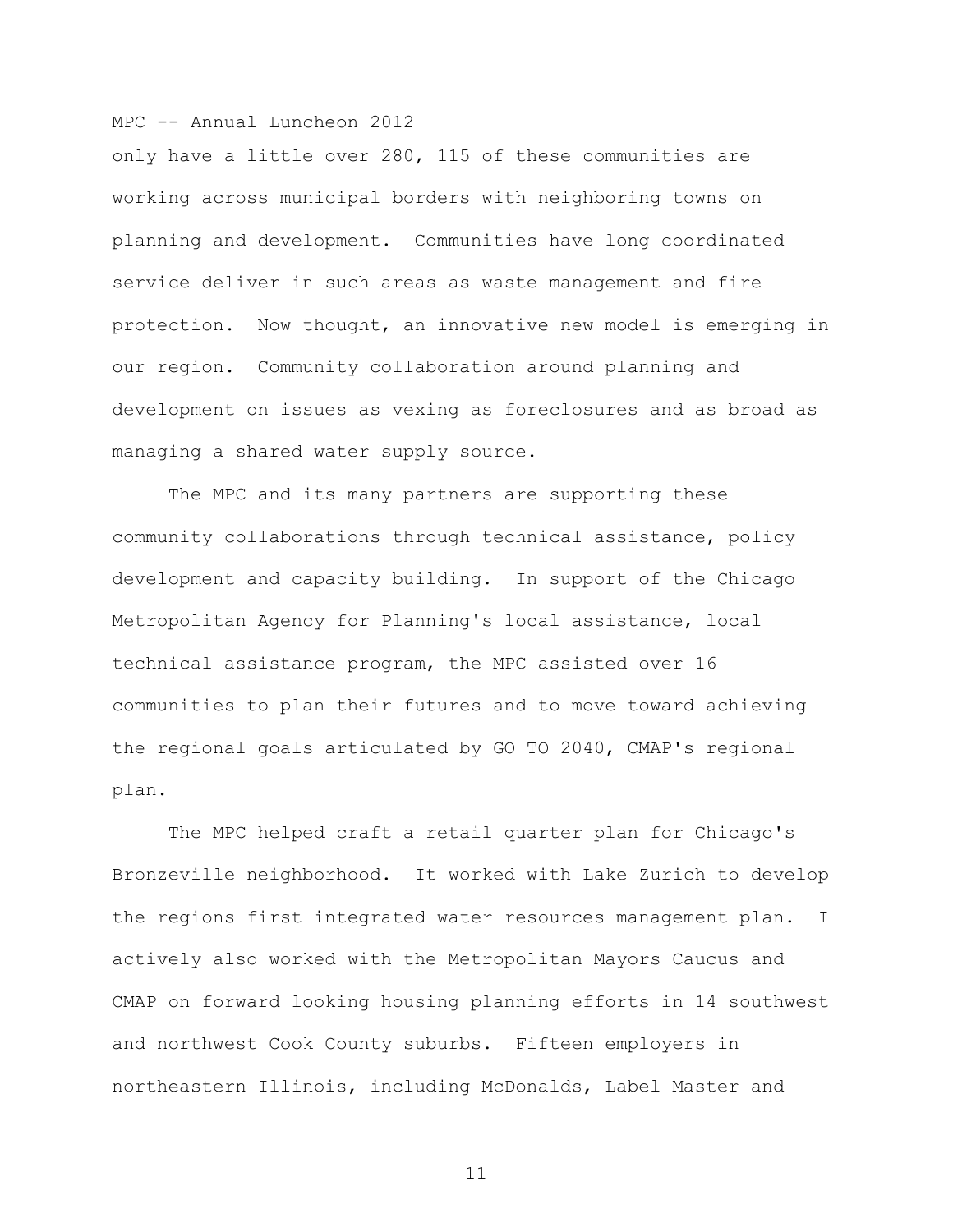only have a little over 280, 115 of these communities are working across municipal borders with neighboring towns on planning and development. Communities have long coordinated service deliver in such areas as waste management and fire protection. Now thought, an innovative new model is emerging in our region. Community collaboration around planning and development on issues as vexing as foreclosures and as broad as managing a shared water supply source.

The MPC and its many partners are supporting these community collaborations through technical assistance, policy development and capacity building. In support of the Chicago Metropolitan Agency for Planning's local assistance, local technical assistance program, the MPC assisted over 16 communities to plan their futures and to move toward achieving the regional goals articulated by GO TO 2040, CMAP's regional plan.

The MPC helped craft a retail quarter plan for Chicago's Bronzeville neighborhood. It worked with Lake Zurich to develop the regions first integrated water resources management plan. I actively also worked with the Metropolitan Mayors Caucus and CMAP on forward looking housing planning efforts in 14 southwest and northwest Cook County suburbs. Fifteen employers in northeastern Illinois, including McDonalds, Label Master and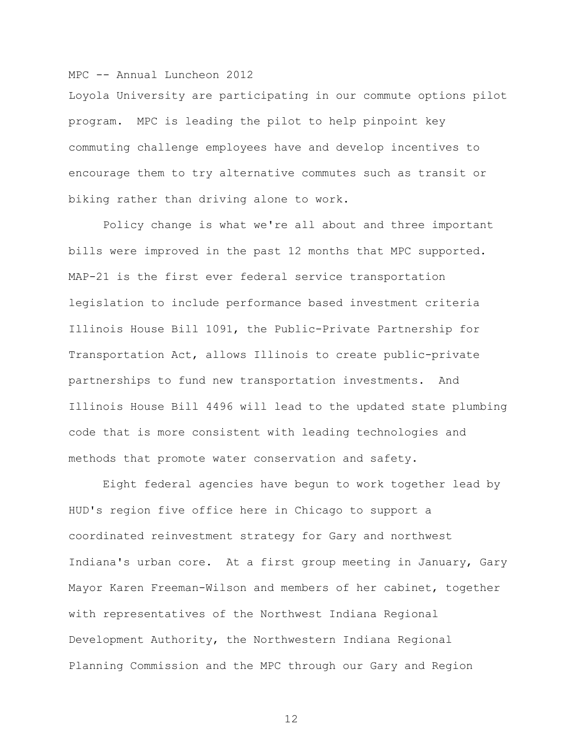Loyola University are participating in our commute options pilot program. MPC is leading the pilot to help pinpoint key commuting challenge employees have and develop incentives to encourage them to try alternative commutes such as transit or biking rather than driving alone to work.

Policy change is what we're all about and three important bills were improved in the past 12 months that MPC supported. MAP-21 is the first ever federal service transportation legislation to include performance based investment criteria Illinois House Bill 1091, the Public-Private Partnership for Transportation Act, allows Illinois to create public-private partnerships to fund new transportation investments. And Illinois House Bill 4496 will lead to the updated state plumbing code that is more consistent with leading technologies and methods that promote water conservation and safety.

Eight federal agencies have begun to work together lead by HUD's region five office here in Chicago to support a coordinated reinvestment strategy for Gary and northwest Indiana's urban core. At a first group meeting in January, Gary Mayor Karen Freeman-Wilson and members of her cabinet, together with representatives of the Northwest Indiana Regional Development Authority, the Northwestern Indiana Regional Planning Commission and the MPC through our Gary and Region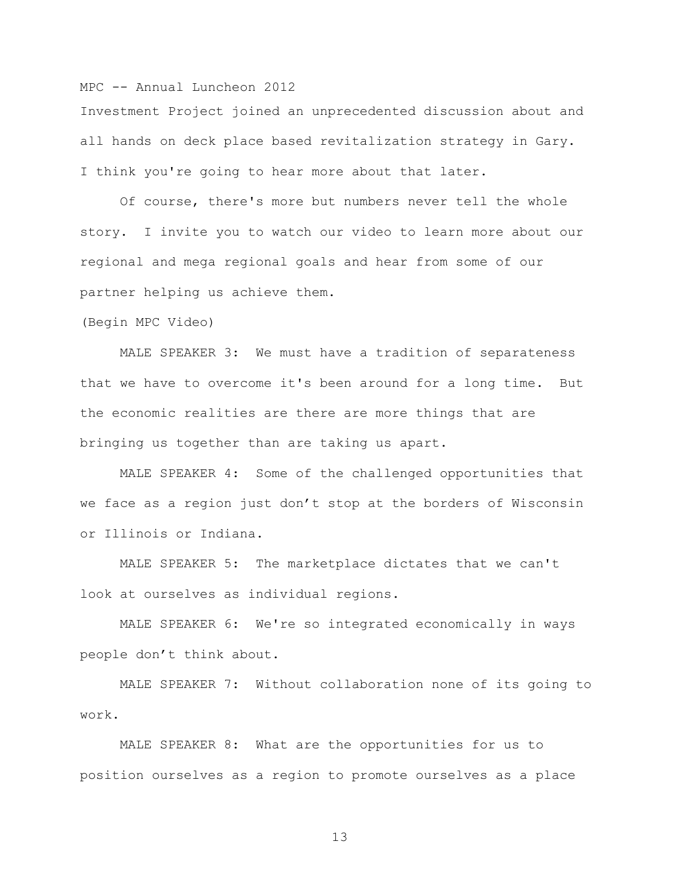Investment Project joined an unprecedented discussion about and all hands on deck place based revitalization strategy in Gary. I think you're going to hear more about that later.

Of course, there's more but numbers never tell the whole story. I invite you to watch our video to learn more about our regional and mega regional goals and hear from some of our partner helping us achieve them.

(Begin MPC Video)

MALE SPEAKER 3: We must have a tradition of separateness that we have to overcome it's been around for a long time. But the economic realities are there are more things that are bringing us together than are taking us apart.

MALE SPEAKER 4: Some of the challenged opportunities that we face as a region just don't stop at the borders of Wisconsin or Illinois or Indiana.

MALE SPEAKER 5: The marketplace dictates that we can't look at ourselves as individual regions.

MALE SPEAKER 6: We're so integrated economically in ways people don't think about.

MALE SPEAKER 7: Without collaboration none of its going to work.

MALE SPEAKER 8: What are the opportunities for us to position ourselves as a region to promote ourselves as a place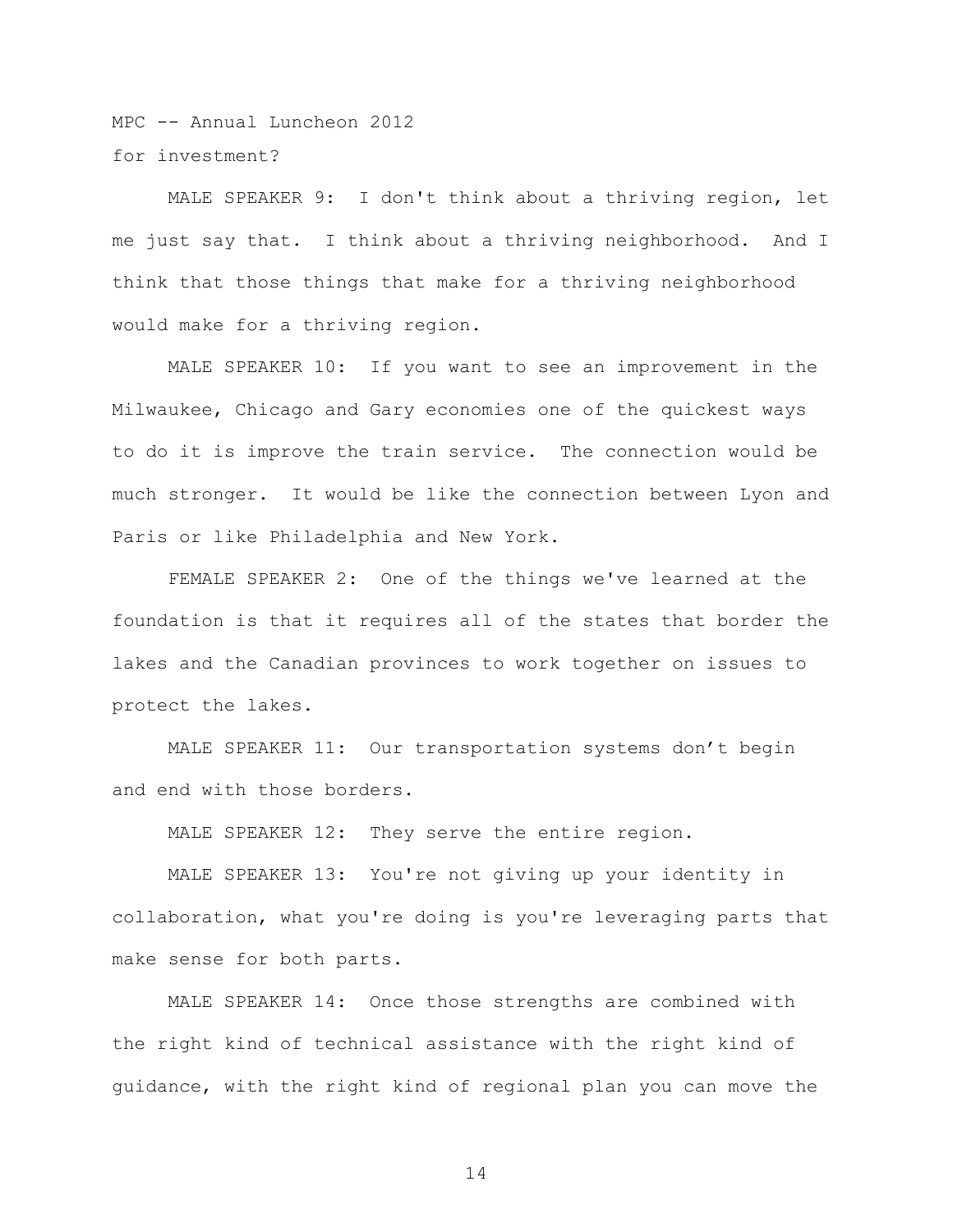for investment?

MALE SPEAKER 9: I don't think about a thriving region, let me just say that. I think about a thriving neighborhood. And I think that those things that make for a thriving neighborhood would make for a thriving region.

MALE SPEAKER 10: If you want to see an improvement in the Milwaukee, Chicago and Gary economies one of the quickest ways to do it is improve the train service. The connection would be much stronger. It would be like the connection between Lyon and Paris or like Philadelphia and New York.

FEMALE SPEAKER 2: One of the things we've learned at the foundation is that it requires all of the states that border the lakes and the Canadian provinces to work together on issues to protect the lakes.

MALE SPEAKER 11: Our transportation systems don't begin and end with those borders.

MALE SPEAKER 12: They serve the entire region.

MALE SPEAKER 13: You're not giving up your identity in collaboration, what you're doing is you're leveraging parts that make sense for both parts.

MALE SPEAKER 14: Once those strengths are combined with the right kind of technical assistance with the right kind of guidance, with the right kind of regional plan you can move the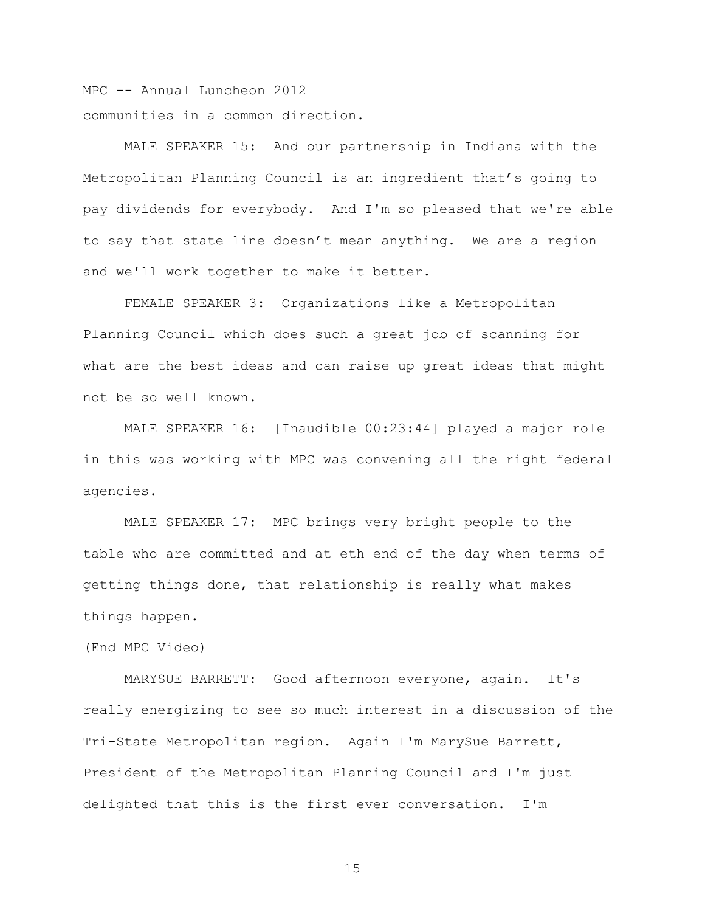communities in a common direction.

MALE SPEAKER 15: And our partnership in Indiana with the Metropolitan Planning Council is an ingredient that's going to pay dividends for everybody. And I'm so pleased that we're able to say that state line doesn't mean anything. We are a region and we'll work together to make it better.

FEMALE SPEAKER 3: Organizations like a Metropolitan Planning Council which does such a great job of scanning for what are the best ideas and can raise up great ideas that might not be so well known.

MALE SPEAKER 16: [Inaudible 00:23:44] played a major role in this was working with MPC was convening all the right federal agencies.

MALE SPEAKER 17: MPC brings very bright people to the table who are committed and at eth end of the day when terms of getting things done, that relationship is really what makes things happen.

(End MPC Video)

MARYSUE BARRETT: Good afternoon everyone, again. It's really energizing to see so much interest in a discussion of the Tri-State Metropolitan region. Again I'm MarySue Barrett, President of the Metropolitan Planning Council and I'm just delighted that this is the first ever conversation. I'm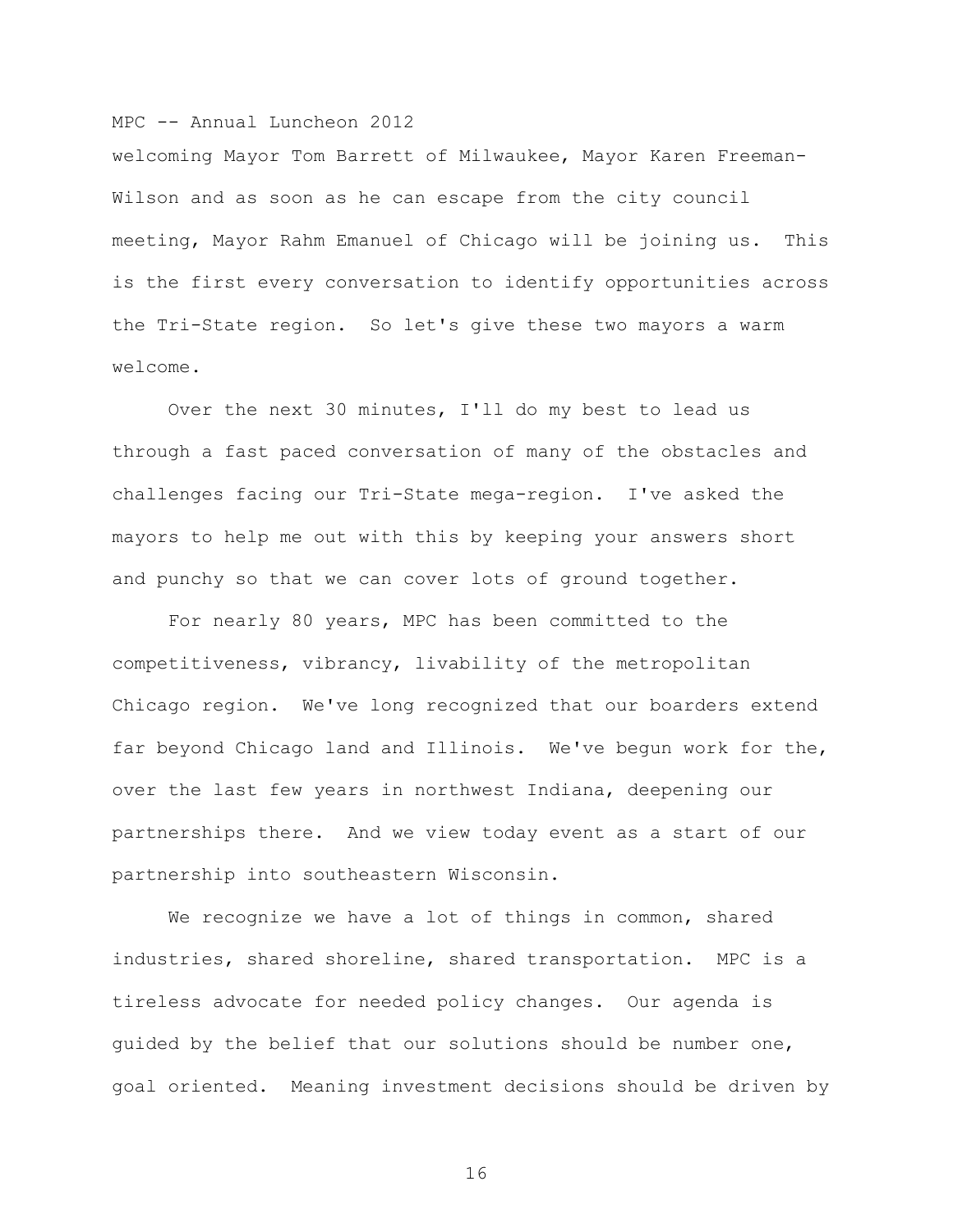welcoming Mayor Tom Barrett of Milwaukee, Mayor Karen Freeman-Wilson and as soon as he can escape from the city council meeting, Mayor Rahm Emanuel of Chicago will be joining us. This is the first every conversation to identify opportunities across the Tri-State region. So let's give these two mayors a warm welcome.

Over the next 30 minutes, I'll do my best to lead us through a fast paced conversation of many of the obstacles and challenges facing our Tri-State mega-region. I've asked the mayors to help me out with this by keeping your answers short and punchy so that we can cover lots of ground together.

For nearly 80 years, MPC has been committed to the competitiveness, vibrancy, livability of the metropolitan Chicago region. We've long recognized that our boarders extend far beyond Chicago land and Illinois. We've begun work for the, over the last few years in northwest Indiana, deepening our partnerships there. And we view today event as a start of our partnership into southeastern Wisconsin.

We recognize we have a lot of things in common, shared industries, shared shoreline, shared transportation. MPC is a tireless advocate for needed policy changes. Our agenda is guided by the belief that our solutions should be number one, goal oriented. Meaning investment decisions should be driven by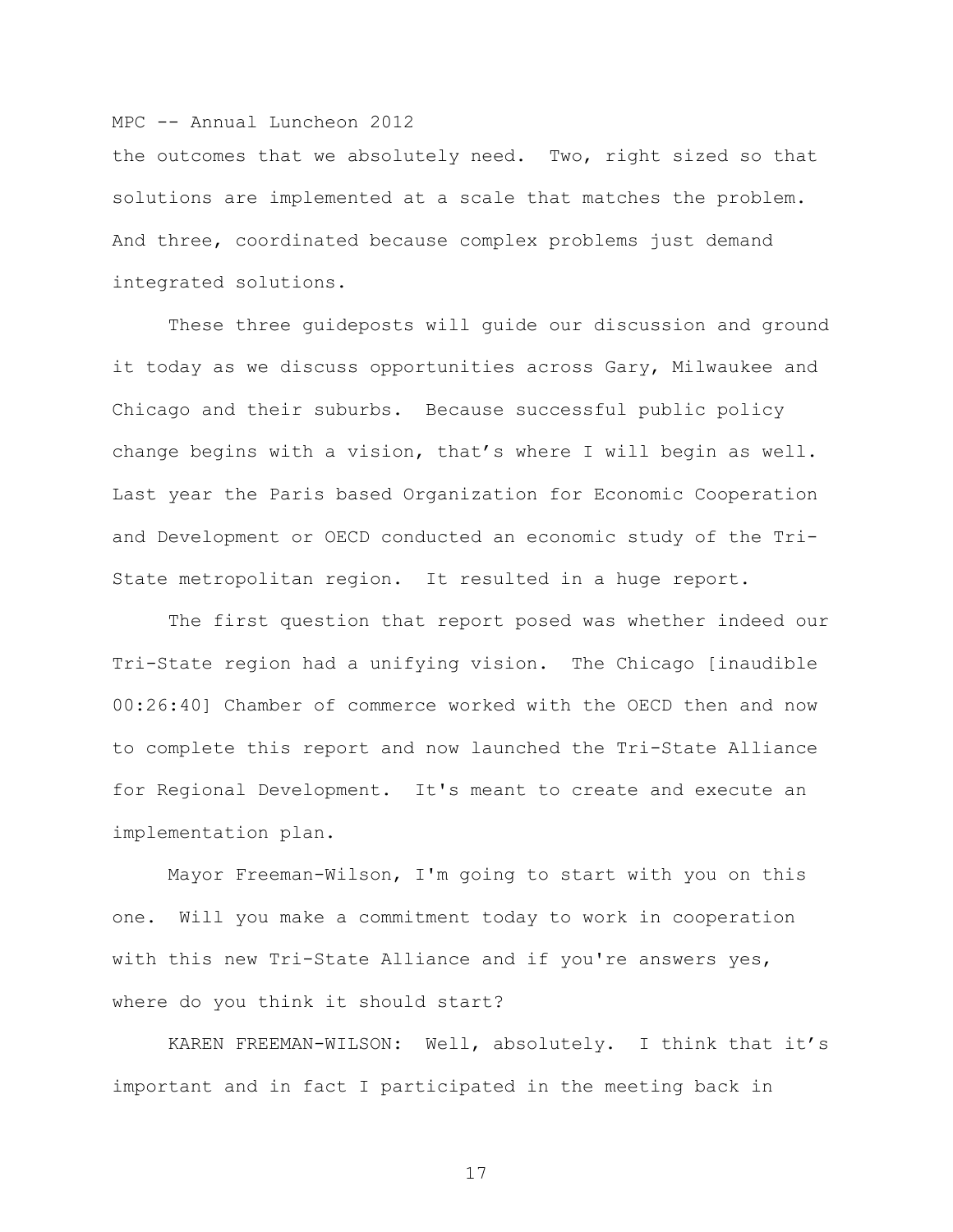the outcomes that we absolutely need. Two, right sized so that solutions are implemented at a scale that matches the problem. And three, coordinated because complex problems just demand integrated solutions.

These three guideposts will guide our discussion and ground it today as we discuss opportunities across Gary, Milwaukee and Chicago and their suburbs. Because successful public policy change begins with a vision, that's where I will begin as well. Last year the Paris based Organization for Economic Cooperation and Development or OECD conducted an economic study of the Tri-State metropolitan region. It resulted in a huge report.

The first question that report posed was whether indeed our Tri-State region had a unifying vision. The Chicago [inaudible 00:26:40] Chamber of commerce worked with the OECD then and now to complete this report and now launched the Tri-State Alliance for Regional Development. It's meant to create and execute an implementation plan.

Mayor Freeman-Wilson, I'm going to start with you on this one. Will you make a commitment today to work in cooperation with this new Tri-State Alliance and if you're answers yes, where do you think it should start?

KAREN FREEMAN-WILSON: Well, absolutely. I think that it's important and in fact I participated in the meeting back in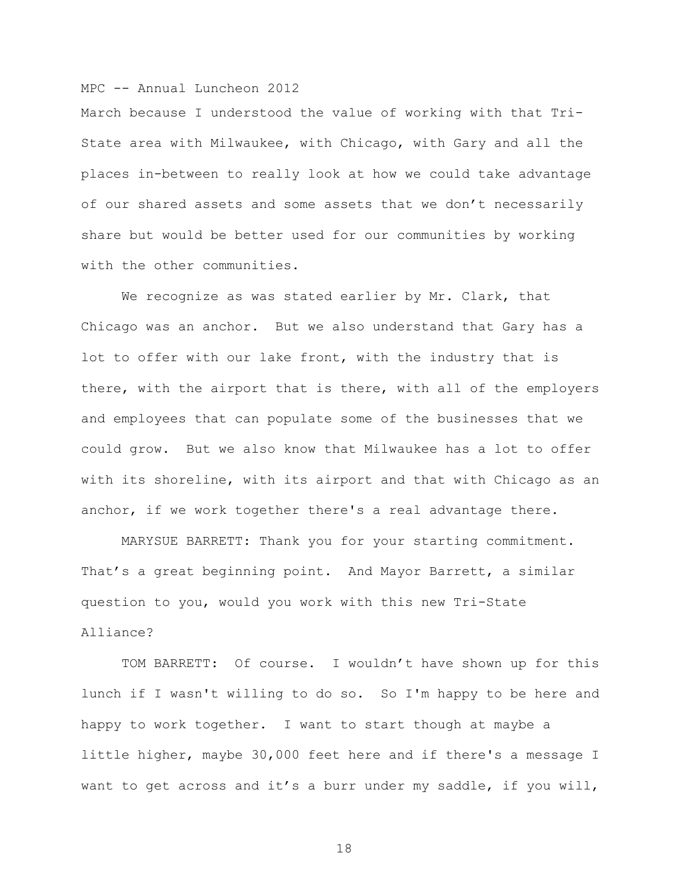March because I understood the value of working with that Tri-State area with Milwaukee, with Chicago, with Gary and all the places in-between to really look at how we could take advantage of our shared assets and some assets that we don't necessarily share but would be better used for our communities by working with the other communities.

We recognize as was stated earlier by Mr. Clark, that Chicago was an anchor. But we also understand that Gary has a lot to offer with our lake front, with the industry that is there, with the airport that is there, with all of the employers and employees that can populate some of the businesses that we could grow. But we also know that Milwaukee has a lot to offer with its shoreline, with its airport and that with Chicago as an anchor, if we work together there's a real advantage there.

MARYSUE BARRETT: Thank you for your starting commitment. That's a great beginning point. And Mayor Barrett, a similar question to you, would you work with this new Tri-State Alliance?

TOM BARRETT: Of course. I wouldn't have shown up for this lunch if I wasn't willing to do so. So I'm happy to be here and happy to work together. I want to start though at maybe a little higher, maybe 30,000 feet here and if there's a message I want to get across and it's a burr under my saddle, if you will,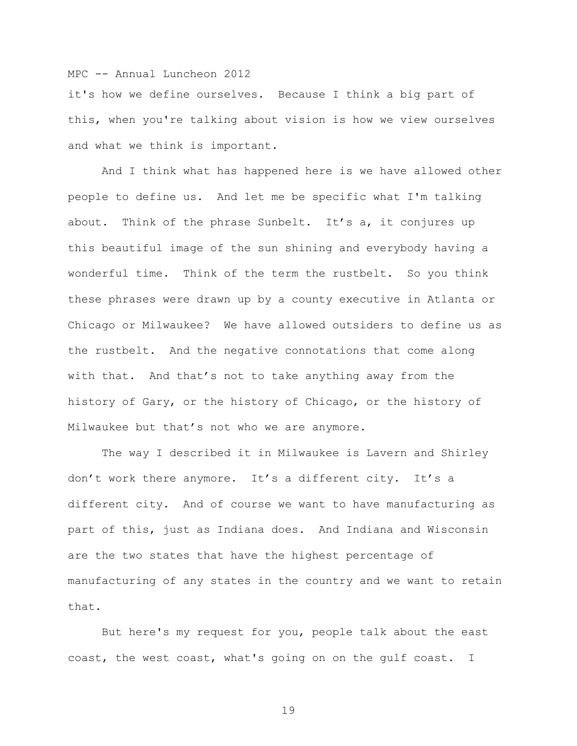it's how we define ourselves. Because I think a big part of this, when you're talking about vision is how we view ourselves and what we think is important.

And I think what has happened here is we have allowed other people to define us. And let me be specific what I'm talking about. Think of the phrase Sunbelt. It's a, it conjures up this beautiful image of the sun shining and everybody having a wonderful time. Think of the term the rustbelt. So you think these phrases were drawn up by a county executive in Atlanta or Chicago or Milwaukee? We have allowed outsiders to define us as the rustbelt. And the negative connotations that come along with that. And that's not to take anything away from the history of Gary, or the history of Chicago, or the history of Milwaukee but that's not who we are anymore.

The way I described it in Milwaukee is Lavern and Shirley don't work there anymore. It's a different city. It's a different city. And of course we want to have manufacturing as part of this, just as Indiana does. And Indiana and Wisconsin are the two states that have the highest percentage of manufacturing of any states in the country and we want to retain that.

But here's my request for you, people talk about the east coast, the west coast, what's going on on the gulf coast. I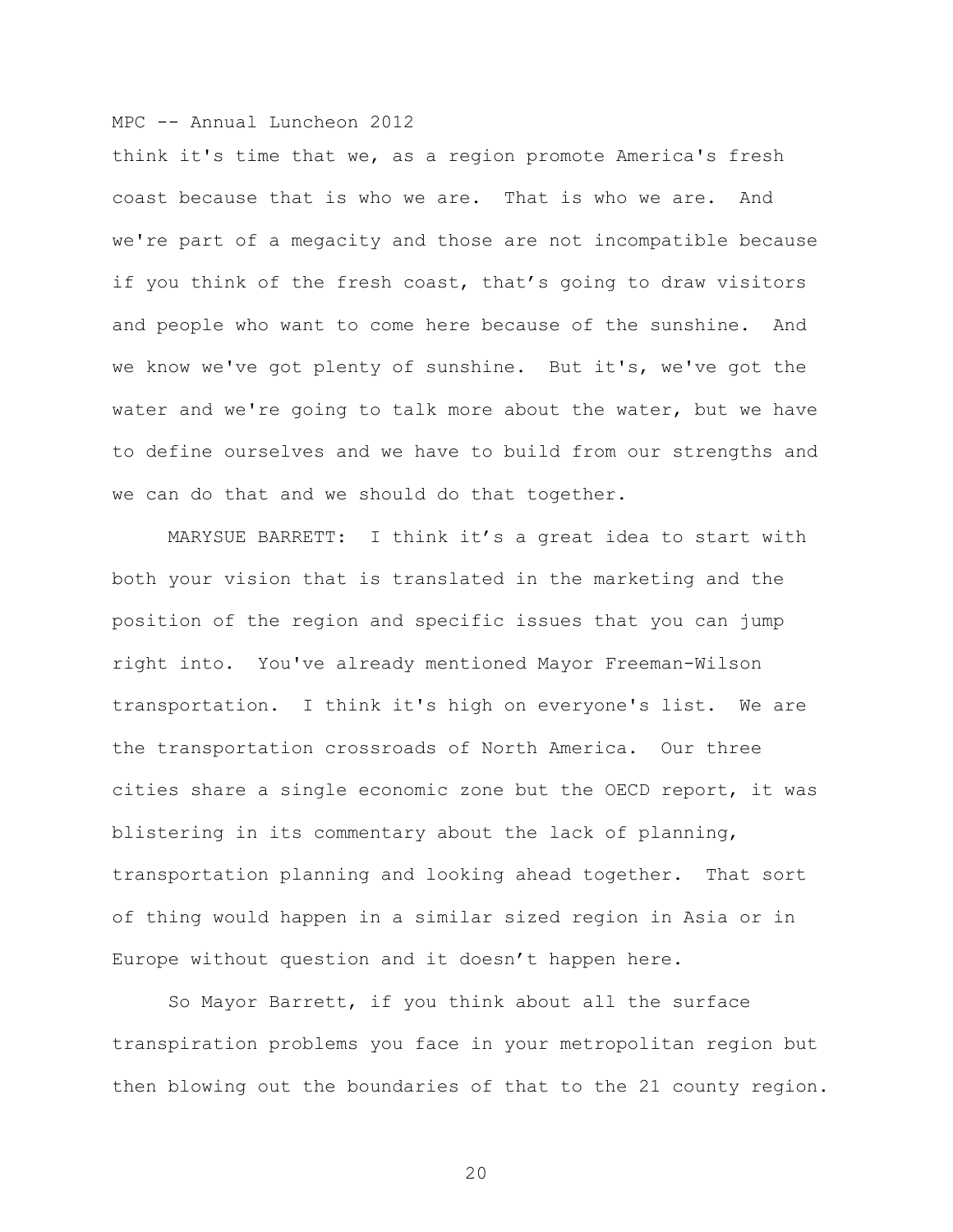think it's time that we, as a region promote America's fresh coast because that is who we are. That is who we are. And we're part of a megacity and those are not incompatible because if you think of the fresh coast, that's going to draw visitors and people who want to come here because of the sunshine. And we know we've got plenty of sunshine. But it's, we've got the water and we're going to talk more about the water, but we have to define ourselves and we have to build from our strengths and we can do that and we should do that together.

MARYSUE BARRETT: I think it's a great idea to start with both your vision that is translated in the marketing and the position of the region and specific issues that you can jump right into. You've already mentioned Mayor Freeman-Wilson transportation. I think it's high on everyone's list. We are the transportation crossroads of North America. Our three cities share a single economic zone but the OECD report, it was blistering in its commentary about the lack of planning, transportation planning and looking ahead together. That sort of thing would happen in a similar sized region in Asia or in Europe without question and it doesn't happen here.

So Mayor Barrett, if you think about all the surface transpiration problems you face in your metropolitan region but then blowing out the boundaries of that to the 21 county region.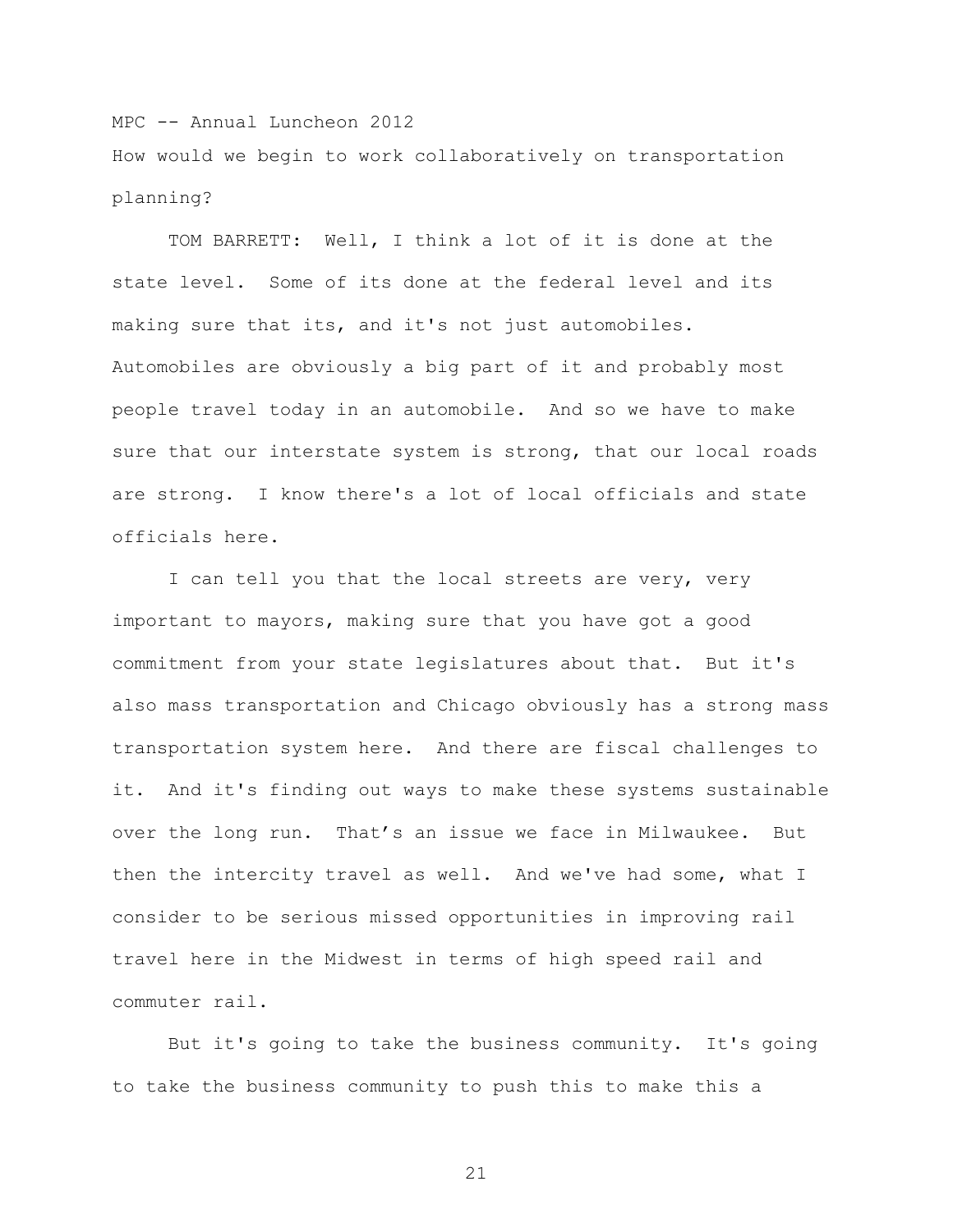How would we begin to work collaboratively on transportation planning?

TOM BARRETT: Well, I think a lot of it is done at the state level. Some of its done at the federal level and its making sure that its, and it's not just automobiles. Automobiles are obviously a big part of it and probably most people travel today in an automobile. And so we have to make sure that our interstate system is strong, that our local roads are strong. I know there's a lot of local officials and state officials here.

I can tell you that the local streets are very, very important to mayors, making sure that you have got a good commitment from your state legislatures about that. But it's also mass transportation and Chicago obviously has a strong mass transportation system here. And there are fiscal challenges to it. And it's finding out ways to make these systems sustainable over the long run. That's an issue we face in Milwaukee. But then the intercity travel as well. And we've had some, what I consider to be serious missed opportunities in improving rail travel here in the Midwest in terms of high speed rail and commuter rail.

But it's going to take the business community. It's going to take the business community to push this to make this a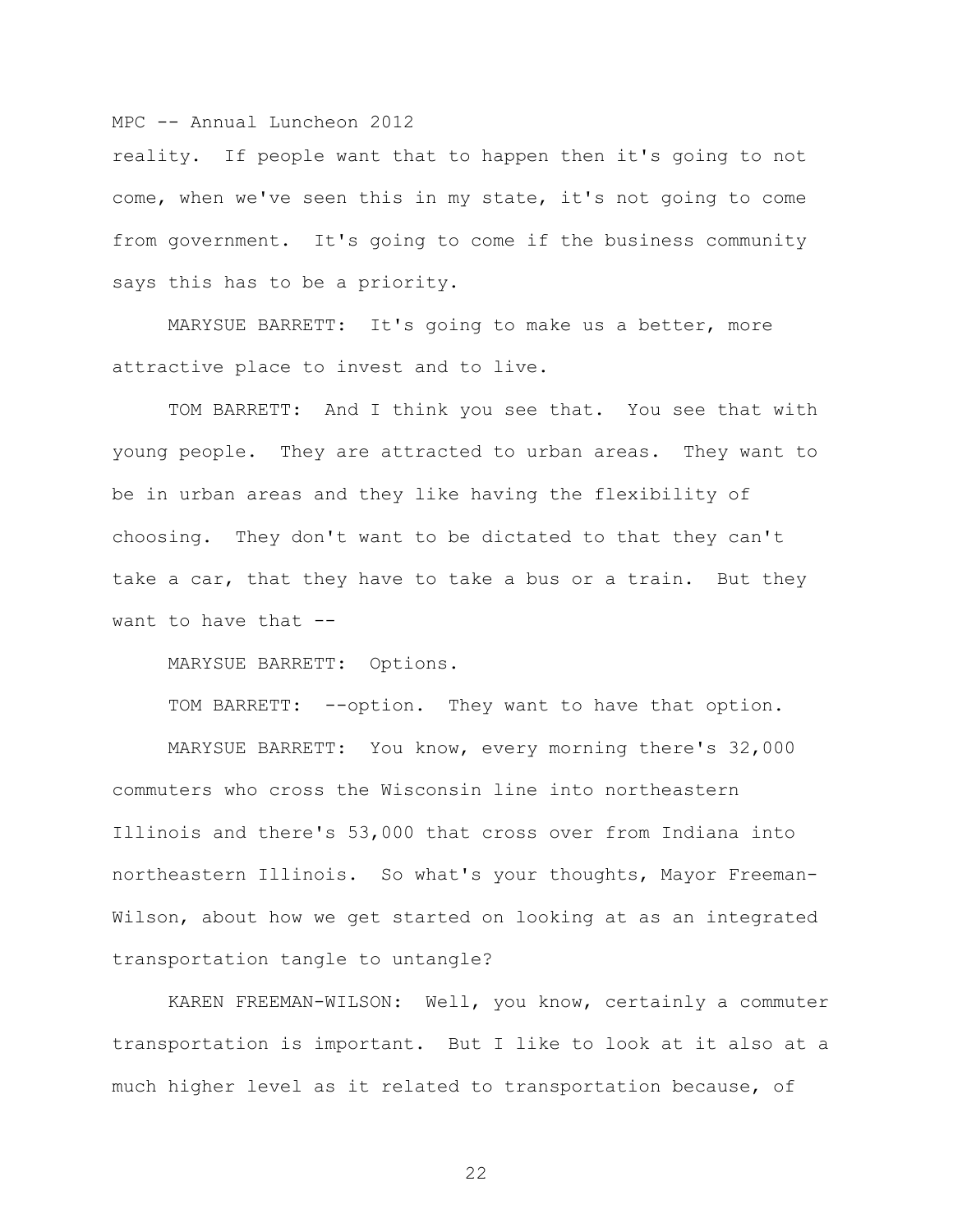reality. If people want that to happen then it's going to not come, when we've seen this in my state, it's not going to come from government. It's going to come if the business community says this has to be a priority.

MARYSUE BARRETT: It's going to make us a better, more attractive place to invest and to live.

TOM BARRETT: And I think you see that. You see that with young people. They are attracted to urban areas. They want to be in urban areas and they like having the flexibility of choosing. They don't want to be dictated to that they can't take a car, that they have to take a bus or a train. But they want to have that --

MARYSUE BARRETT: Options.

TOM BARRETT: --option. They want to have that option.

MARYSUE BARRETT: You know, every morning there's 32,000 commuters who cross the Wisconsin line into northeastern Illinois and there's 53,000 that cross over from Indiana into northeastern Illinois. So what's your thoughts, Mayor Freeman-Wilson, about how we get started on looking at as an integrated transportation tangle to untangle?

KAREN FREEMAN-WILSON: Well, you know, certainly a commuter transportation is important. But I like to look at it also at a much higher level as it related to transportation because, of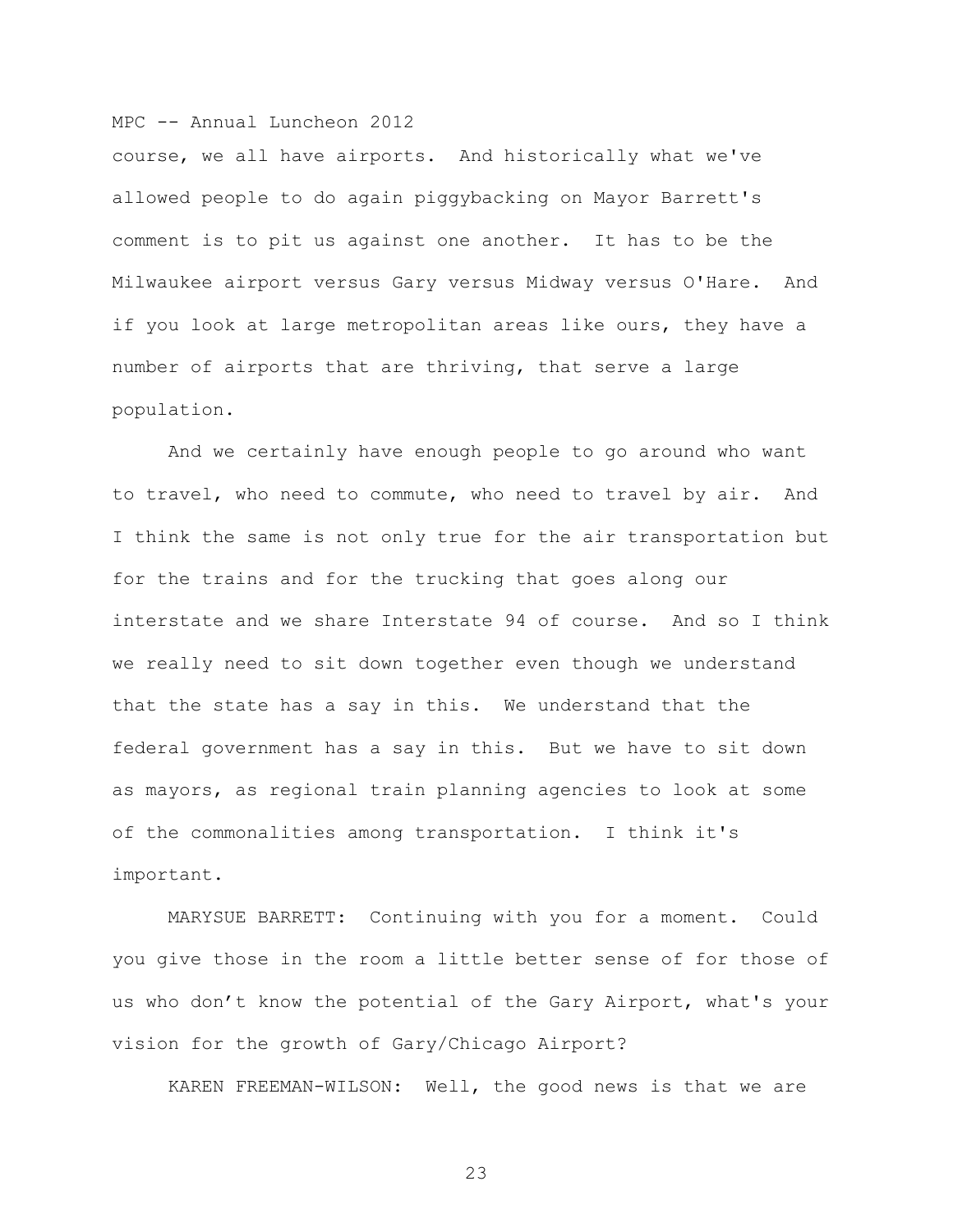course, we all have airports. And historically what we've allowed people to do again piggybacking on Mayor Barrett's comment is to pit us against one another. It has to be the Milwaukee airport versus Gary versus Midway versus O'Hare. And if you look at large metropolitan areas like ours, they have a number of airports that are thriving, that serve a large population.

And we certainly have enough people to go around who want to travel, who need to commute, who need to travel by air. And I think the same is not only true for the air transportation but for the trains and for the trucking that goes along our interstate and we share Interstate 94 of course. And so I think we really need to sit down together even though we understand that the state has a say in this. We understand that the federal government has a say in this. But we have to sit down as mayors, as regional train planning agencies to look at some of the commonalities among transportation. I think it's important.

MARYSUE BARRETT: Continuing with you for a moment. Could you give those in the room a little better sense of for those of us who don't know the potential of the Gary Airport, what's your vision for the growth of Gary/Chicago Airport?

KAREN FREEMAN-WILSON: Well, the good news is that we are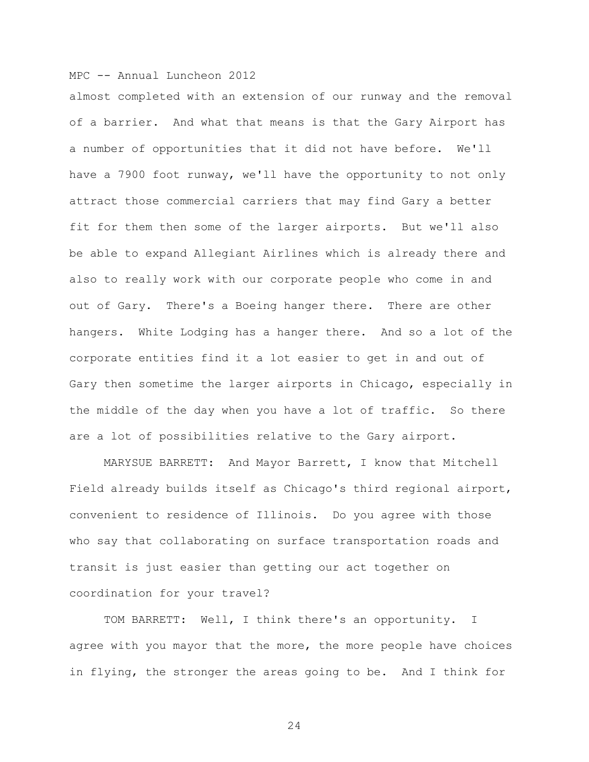almost completed with an extension of our runway and the removal of a barrier. And what that means is that the Gary Airport has a number of opportunities that it did not have before. We'll have a 7900 foot runway, we'll have the opportunity to not only attract those commercial carriers that may find Gary a better fit for them then some of the larger airports. But we'll also be able to expand Allegiant Airlines which is already there and also to really work with our corporate people who come in and out of Gary. There's a Boeing hanger there. There are other hangers. White Lodging has a hanger there. And so a lot of the corporate entities find it a lot easier to get in and out of Gary then sometime the larger airports in Chicago, especially in the middle of the day when you have a lot of traffic. So there are a lot of possibilities relative to the Gary airport.

MARYSUE BARRETT: And Mayor Barrett, I know that Mitchell Field already builds itself as Chicago's third regional airport, convenient to residence of Illinois. Do you agree with those who say that collaborating on surface transportation roads and transit is just easier than getting our act together on coordination for your travel?

TOM BARRETT: Well, I think there's an opportunity. I agree with you mayor that the more, the more people have choices in flying, the stronger the areas going to be. And I think for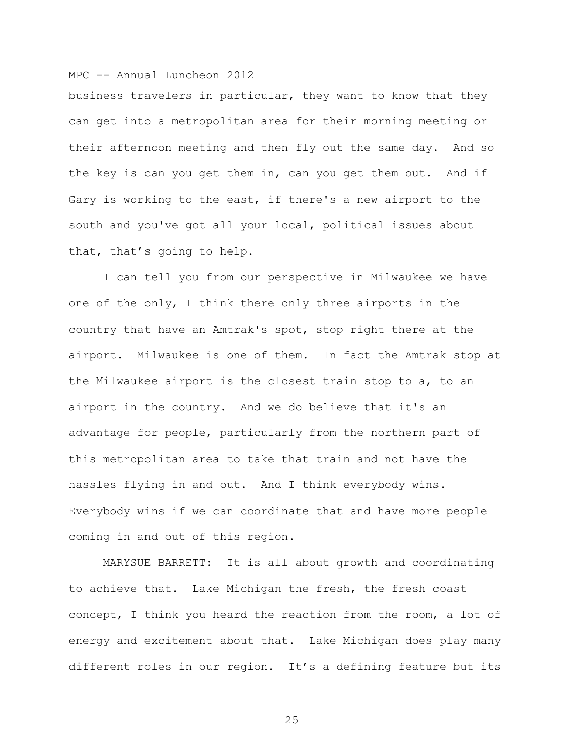business travelers in particular, they want to know that they can get into a metropolitan area for their morning meeting or their afternoon meeting and then fly out the same day. And so the key is can you get them in, can you get them out. And if Gary is working to the east, if there's a new airport to the south and you've got all your local, political issues about that, that’s going to help.

I can tell you from our perspective in Milwaukee we have one of the only, I think there only three airports in the country that have an Amtrak's spot, stop right there at the airport. Milwaukee is one of them. In fact the Amtrak stop at the Milwaukee airport is the closest train stop to a, to an airport in the country. And we do believe that it's an advantage for people, particularly from the northern part of this metropolitan area to take that train and not have the hassles flying in and out. And I think everybody wins. Everybody wins if we can coordinate that and have more people coming in and out of this region.

MARYSUE BARRETT: It is all about growth and coordinating to achieve that. Lake Michigan the fresh, the fresh coast concept, I think you heard the reaction from the room, a lot of energy and excitement about that. Lake Michigan does play many different roles in our region. It’s a defining feature but its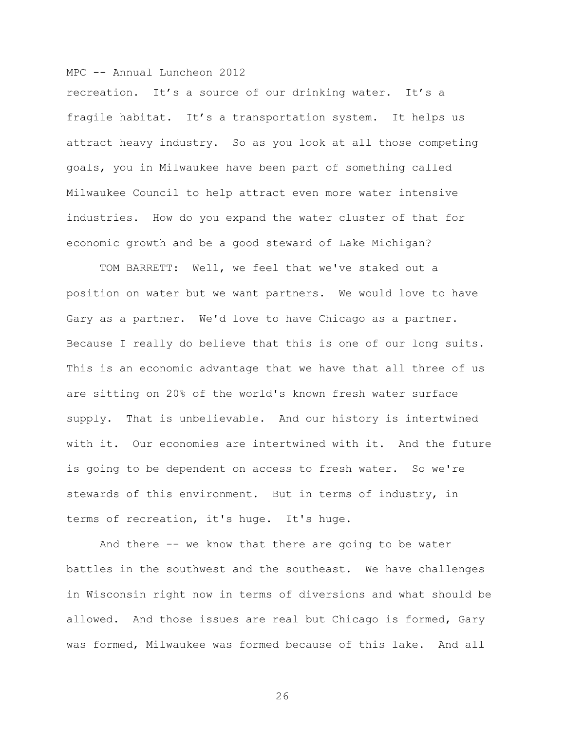recreation. It's a source of our drinking water. It's a fragile habitat. It's a transportation system. It helps us attract heavy industry. So as you look at all those competing goals, you in Milwaukee have been part of something called Milwaukee Council to help attract even more water intensive industries. How do you expand the water cluster of that for economic growth and be a good steward of Lake Michigan?

TOM BARRETT: Well, we feel that we've staked out a position on water but we want partners. We would love to have Gary as a partner. We'd love to have Chicago as a partner. Because I really do believe that this is one of our long suits. This is an economic advantage that we have that all three of us are sitting on 20% of the world's known fresh water surface supply. That is unbelievable. And our history is intertwined with it. Our economies are intertwined with it. And the future is going to be dependent on access to fresh water. So we're stewards of this environment. But in terms of industry, in terms of recreation, it's huge. It's huge.

And there -- we know that there are going to be water battles in the southwest and the southeast. We have challenges in Wisconsin right now in terms of diversions and what should be allowed. And those issues are real but Chicago is formed, Gary was formed, Milwaukee was formed because of this lake. And all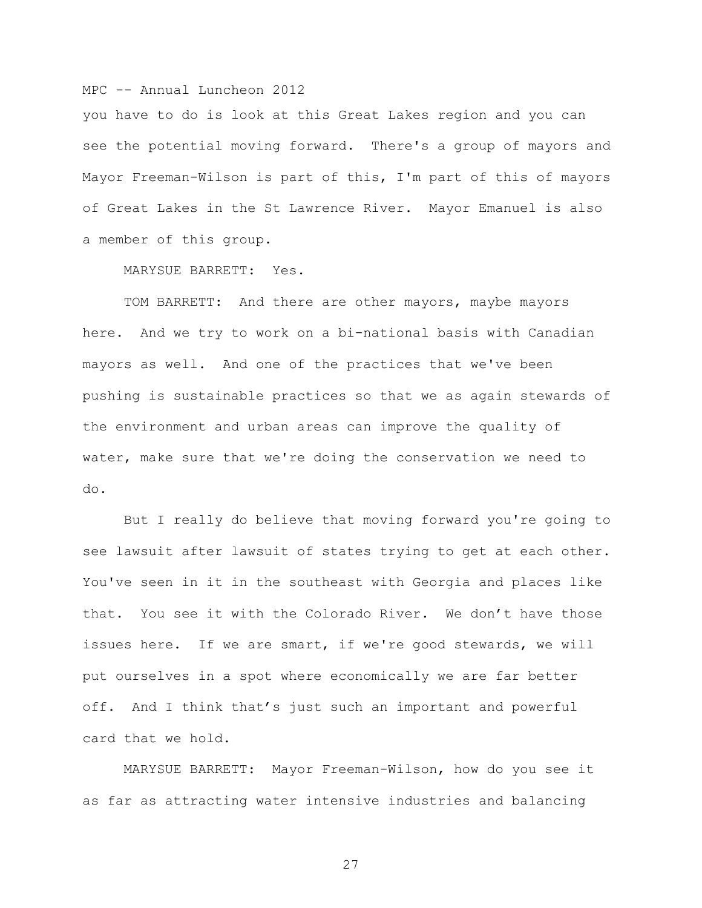you have to do is look at this Great Lakes region and you can see the potential moving forward. There's a group of mayors and Mayor Freeman-Wilson is part of this, I'm part of this of mayors of Great Lakes in the St Lawrence River. Mayor Emanuel is also a member of this group.

MARYSUE BARRETT: Yes.

TOM BARRETT: And there are other mayors, maybe mayors here. And we try to work on a bi-national basis with Canadian mayors as well. And one of the practices that we've been pushing is sustainable practices so that we as again stewards of the environment and urban areas can improve the quality of water, make sure that we're doing the conservation we need to do.

But I really do believe that moving forward you're going to see lawsuit after lawsuit of states trying to get at each other. You've seen in it in the southeast with Georgia and places like that. You see it with the Colorado River. We don't have those issues here. If we are smart, if we're good stewards, we will put ourselves in a spot where economically we are far better off. And I think that's just such an important and powerful card that we hold.

MARYSUE BARRETT: Mayor Freeman-Wilson, how do you see it as far as attracting water intensive industries and balancing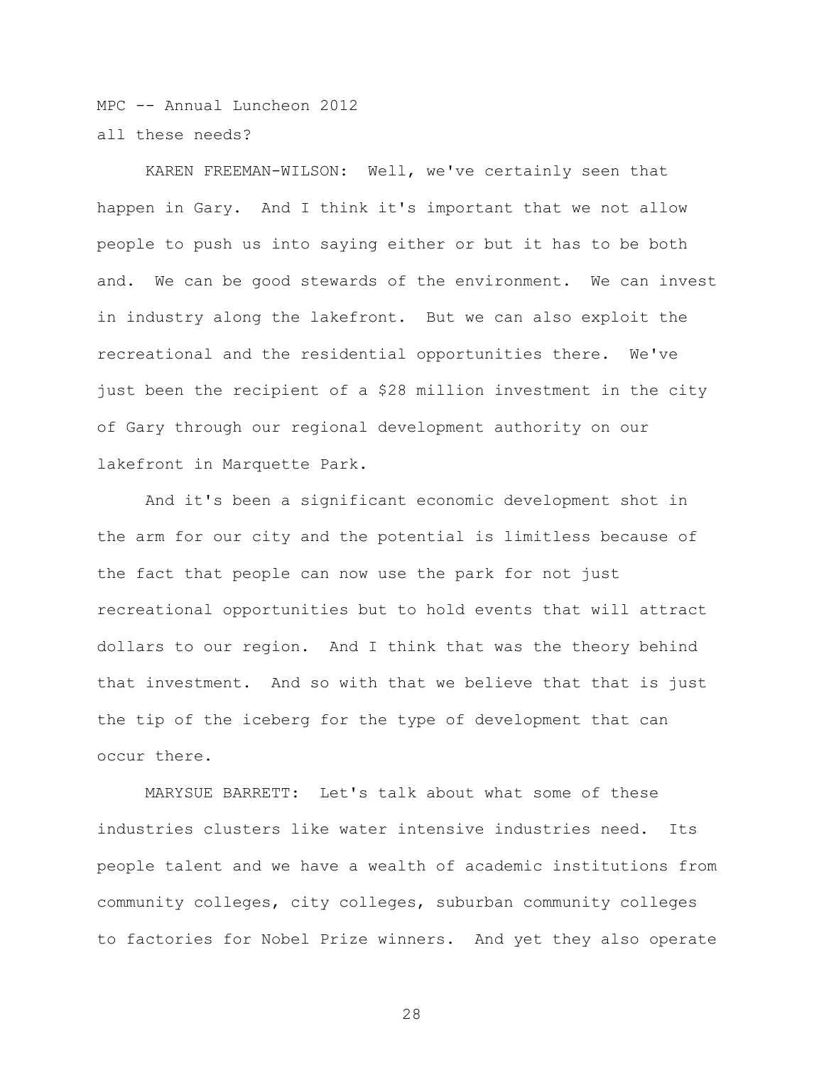all these needs?

KAREN FREEMAN-WILSON: Well, we've certainly seen that happen in Gary. And I think it's important that we not allow people to push us into saying either or but it has to be both and. We can be good stewards of the environment. We can invest in industry along the lakefront. But we can also exploit the recreational and the residential opportunities there. We've just been the recipient of a $28 million investment in the city of Gary through our regional development authority on our lakefront in Marquette Park.

And it's been a significant economic development shot in the arm for our city and the potential is limitless because of the fact that people can now use the park for not just recreational opportunities but to hold events that will attract dollars to our region. And I think that was the theory behind that investment. And so with that we believe that that is just the tip of the iceberg for the type of development that can occur there.

MARYSUE BARRETT: Let's talk about what some of these industries clusters like water intensive industries need. Its people talent and we have a wealth of academic institutions from community colleges, city colleges, suburban community colleges to factories for Nobel Prize winners. And yet they also operate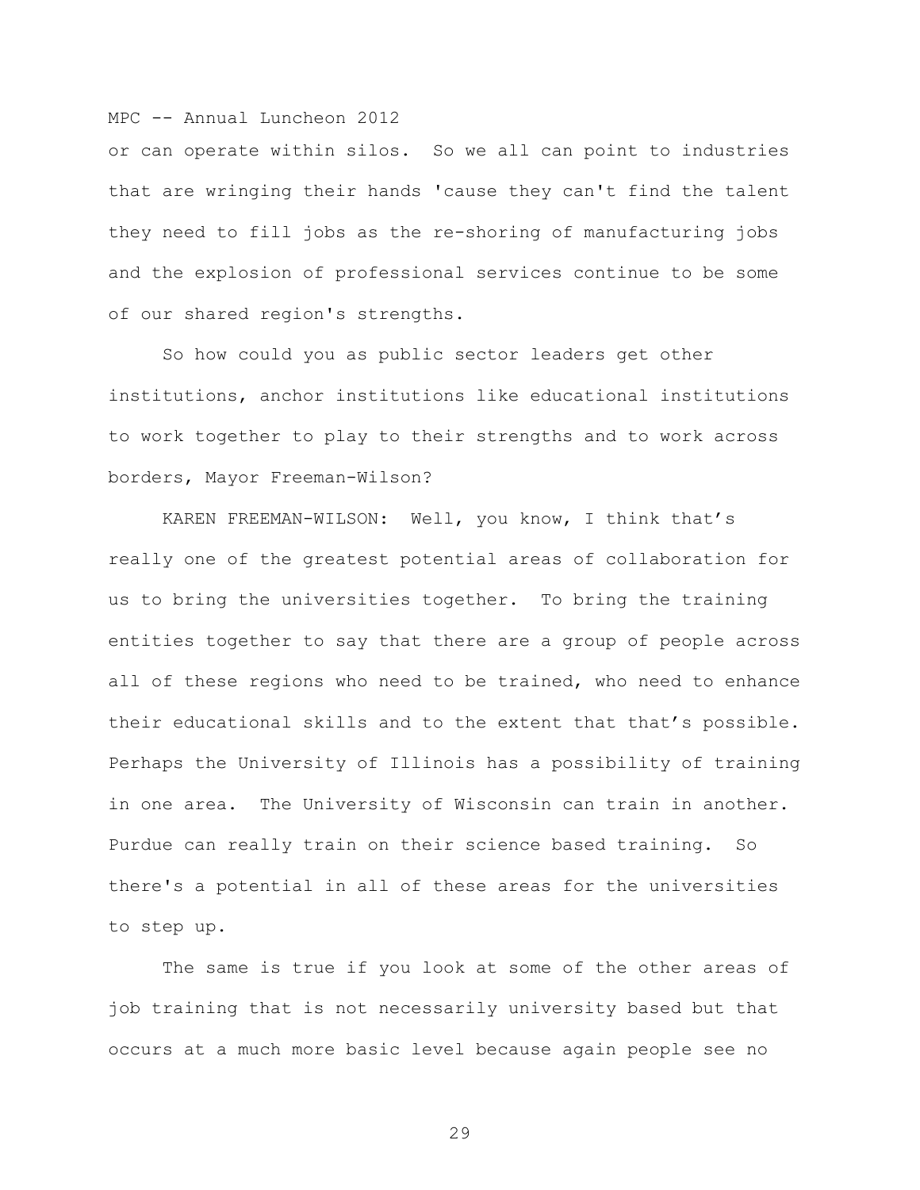or can operate within silos. So we all can point to industries that are wringing their hands 'cause they can't find the talent they need to fill jobs as the re-shoring of manufacturing jobs and the explosion of professional services continue to be some of our shared region's strengths.

So how could you as public sector leaders get other institutions, anchor institutions like educational institutions to work together to play to their strengths and to work across borders, Mayor Freeman-Wilson?

KAREN FREEMAN-WILSON: Well, you know, I think that's really one of the greatest potential areas of collaboration for us to bring the universities together. To bring the training entities together to say that there are a group of people across all of these regions who need to be trained, who need to enhance their educational skills and to the extent that that's possible. Perhaps the University of Illinois has a possibility of training in one area. The University of Wisconsin can train in another. Purdue can really train on their science based training. So there's a potential in all of these areas for the universities to step up.

The same is true if you look at some of the other areas of job training that is not necessarily university based but that occurs at a much more basic level because again people see no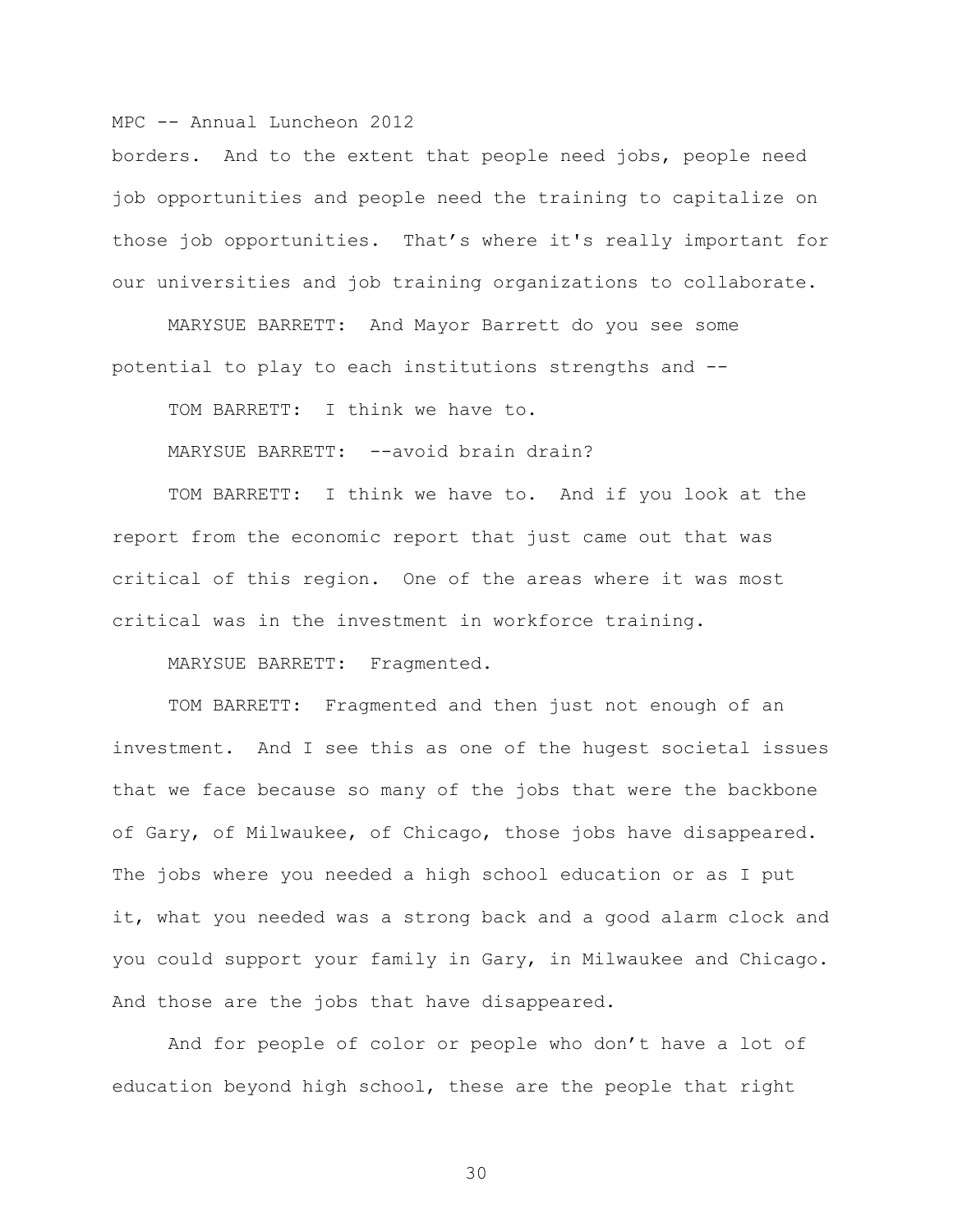borders. And to the extent that people need jobs, people need job opportunities and people need the training to capitalize on those job opportunities. That's where it's really important for our universities and job training organizations to collaborate.

MARYSUE BARRETT: And Mayor Barrett do you see some potential to play to each institutions strengths and --

TOM BARRETT: I think we have to.

MARYSUE BARRETT: --avoid brain drain?

TOM BARRETT: I think we have to. And if you look at the report from the economic report that just came out that was critical of this region. One of the areas where it was most critical was in the investment in workforce training.

MARYSUE BARRETT: Fragmented.

TOM BARRETT: Fragmented and then just not enough of an investment. And I see this as one of the hugest societal issues that we face because so many of the jobs that were the backbone of Gary, of Milwaukee, of Chicago, those jobs have disappeared. The jobs where you needed a high school education or as I put it, what you needed was a strong back and a good alarm clock and you could support your family in Gary, in Milwaukee and Chicago. And those are the jobs that have disappeared.

And for people of color or people who don't have a lot of education beyond high school, these are the people that right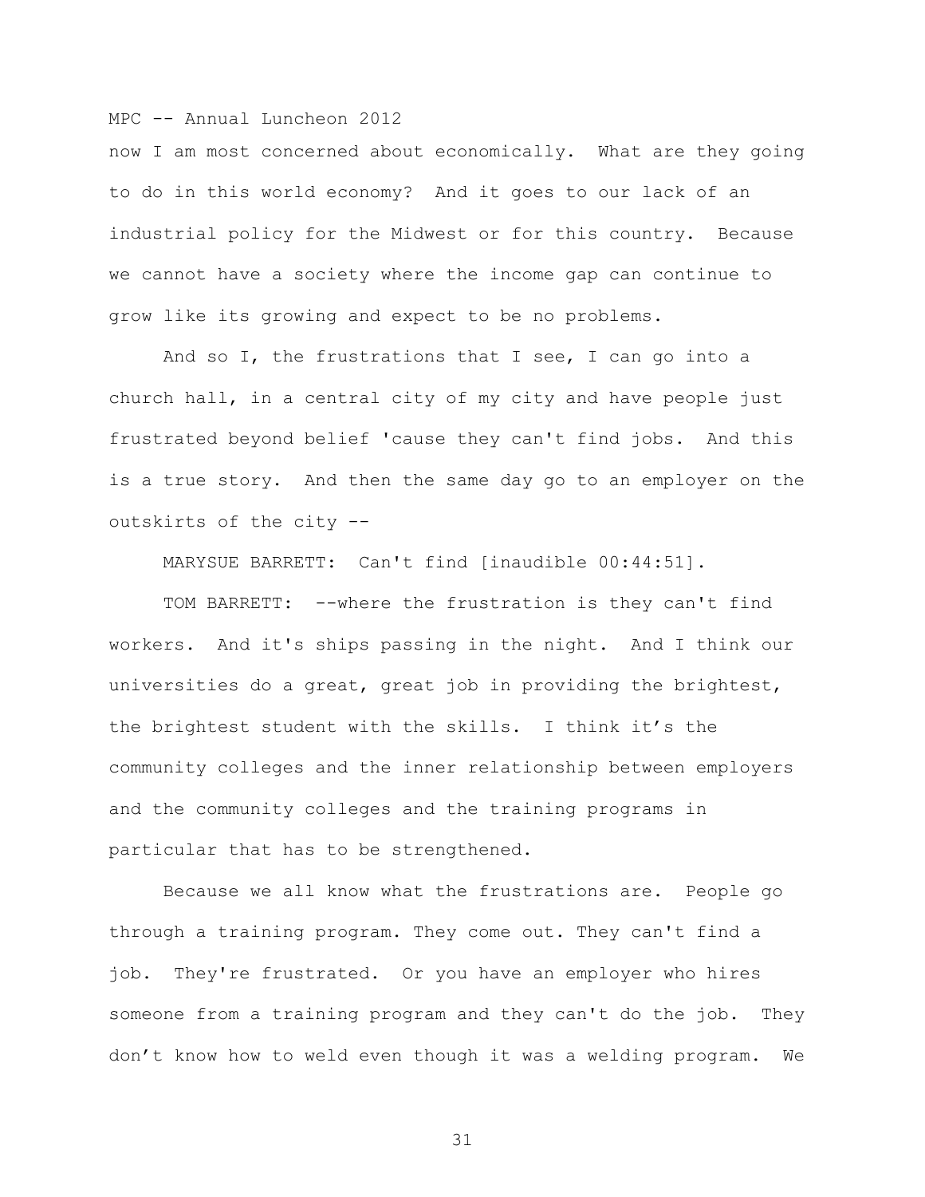now I am most concerned about economically. What are they going to do in this world economy? And it goes to our lack of an industrial policy for the Midwest or for this country. Because we cannot have a society where the income gap can continue to grow like its growing and expect to be no problems.

And so I, the frustrations that I see, I can go into a church hall, in a central city of my city and have people just frustrated beyond belief 'cause they can't find jobs. And this is a true story. And then the same day go to an employer on the outskirts of the city --

MARYSUE BARRETT: Can't find [inaudible 00:44:51].

TOM BARRETT: --where the frustration is they can't find workers. And it's ships passing in the night. And I think our universities do a great, great job in providing the brightest, the brightest student with the skills. I think it's the community colleges and the inner relationship between employers and the community colleges and the training programs in particular that has to be strengthened.

Because we all know what the frustrations are. People go through a training program. They come out. They can't find a job. They're frustrated. Or you have an employer who hires someone from a training program and they can't do the job. They don't know how to weld even though it was a welding program. We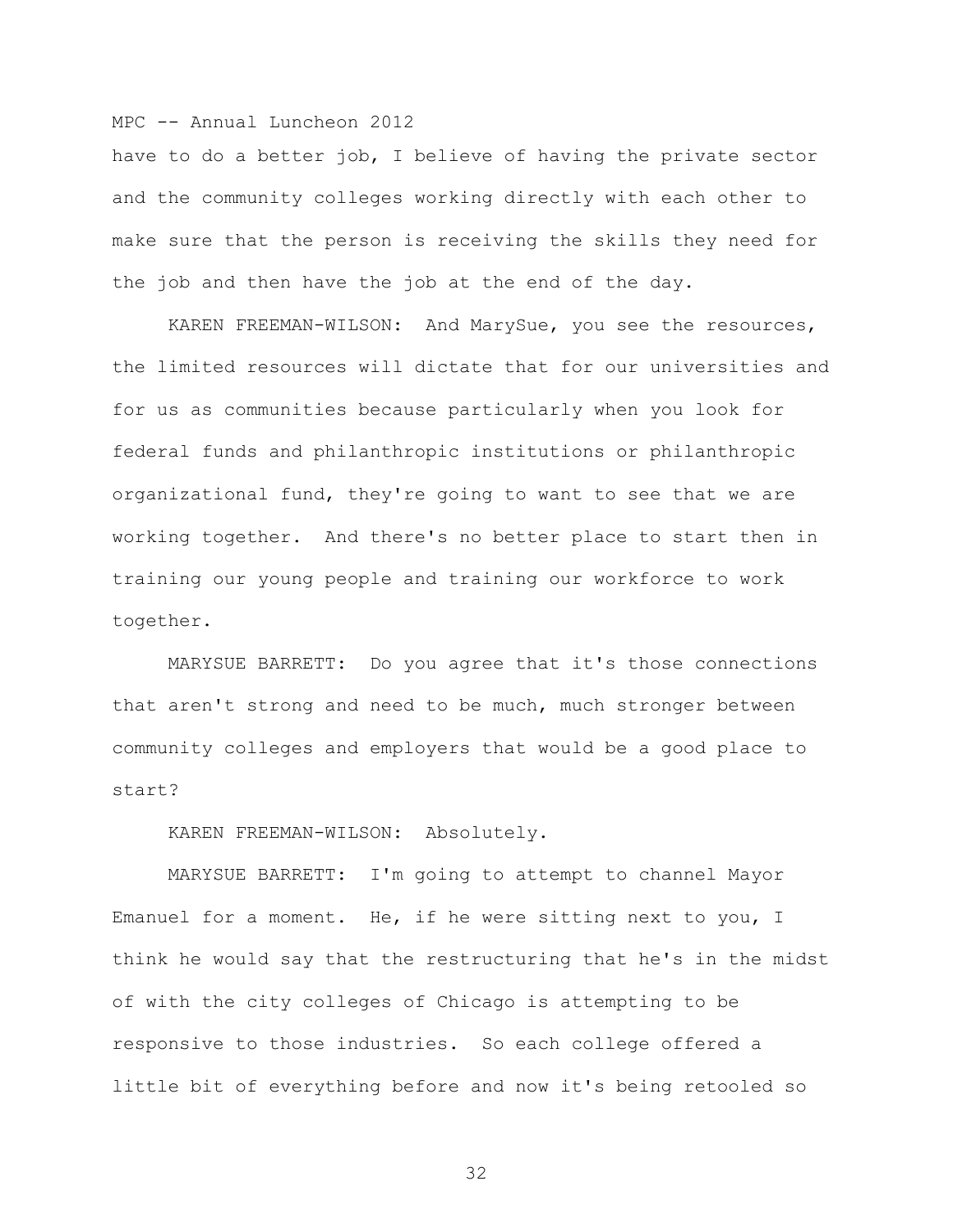have to do a better job, I believe of having the private sector and the community colleges working directly with each other to make sure that the person is receiving the skills they need for the job and then have the job at the end of the day.

KAREN FREEMAN-WILSON: And MarySue, you see the resources, the limited resources will dictate that for our universities and for us as communities because particularly when you look for federal funds and philanthropic institutions or philanthropic organizational fund, they're going to want to see that we are working together. And there's no better place to start then in training our young people and training our workforce to work together.

MARYSUE BARRETT: Do you agree that it's those connections that aren't strong and need to be much, much stronger between community colleges and employers that would be a good place to start?

KAREN FREEMAN-WILSON: Absolutely.

MARYSUE BARRETT: I'm going to attempt to channel Mayor Emanuel for a moment. He, if he were sitting next to you, I think he would say that the restructuring that he's in the midst of with the city colleges of Chicago is attempting to be responsive to those industries. So each college offered a little bit of everything before and now it's being retooled so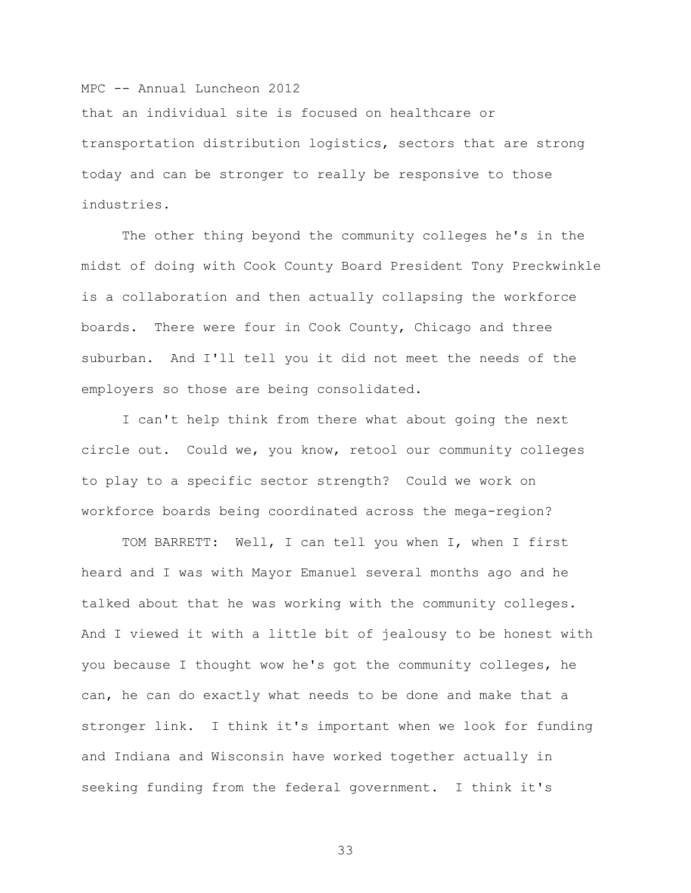that an individual site is focused on healthcare or transportation distribution logistics, sectors that are strong today and can be stronger to really be responsive to those industries.

The other thing beyond the community colleges he's in the midst of doing with Cook County Board President Tony Preckwinkle is a collaboration and then actually collapsing the workforce boards. There were four in Cook County, Chicago and three suburban. And I'll tell you it did not meet the needs of the employers so those are being consolidated.

I can't help think from there what about going the next circle out. Could we, you know, retool our community colleges to play to a specific sector strength? Could we work on workforce boards being coordinated across the mega-region?

TOM BARRETT: Well, I can tell you when I, when I first heard and I was with Mayor Emanuel several months ago and he talked about that he was working with the community colleges. And I viewed it with a little bit of jealousy to be honest with you because I thought wow he's got the community colleges, he can, he can do exactly what needs to be done and make that a stronger link. I think it's important when we look for funding and Indiana and Wisconsin have worked together actually in seeking funding from the federal government. I think it's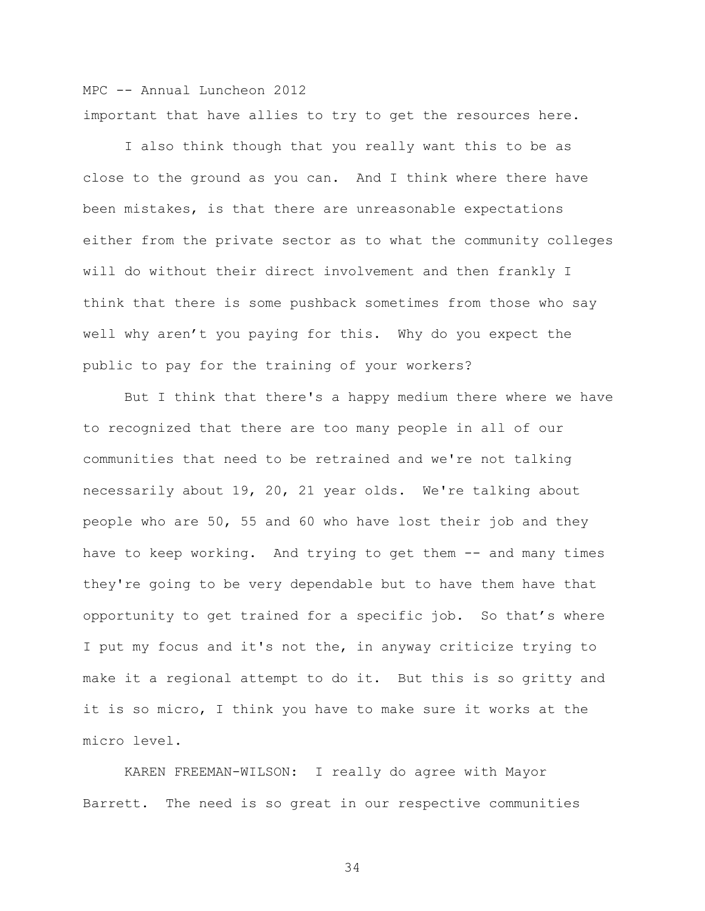important that have allies to try to get the resources here.

I also think though that you really want this to be as close to the ground as you can. And I think where there have been mistakes, is that there are unreasonable expectations either from the private sector as to what the community colleges will do without their direct involvement and then frankly I think that there is some pushback sometimes from those who say well why aren't you paying for this. Why do you expect the public to pay for the training of your workers?

But I think that there's a happy medium there where we have to recognized that there are too many people in all of our communities that need to be retrained and we're not talking necessarily about 19, 20, 21 year olds. We're talking about people who are 50, 55 and 60 who have lost their job and they have to keep working. And trying to get them -- and many times they're going to be very dependable but to have them have that opportunity to get trained for a specific job. So that's where I put my focus and it's not the, in anyway criticize trying to make it a regional attempt to do it. But this is so gritty and it is so micro, I think you have to make sure it works at the micro level.

KAREN FREEMAN-WILSON: I really do agree with Mayor Barrett. The need is so great in our respective communities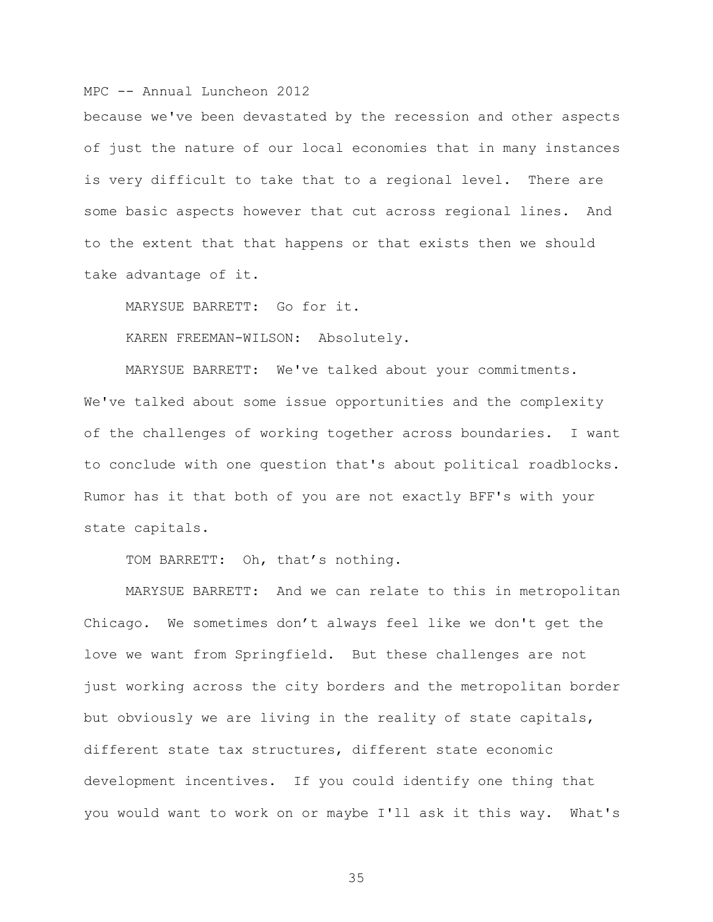because we've been devastated by the recession and other aspects of just the nature of our local economies that in many instances is very difficult to take that to a regional level. There are some basic aspects however that cut across regional lines. And to the extent that that happens or that exists then we should take advantage of it.

MARYSUE BARRETT: Go for it.

KAREN FREEMAN-WILSON: Absolutely.

MARYSUE BARRETT: We've talked about your commitments. We've talked about some issue opportunities and the complexity of the challenges of working together across boundaries. I want to conclude with one question that's about political roadblocks. Rumor has it that both of you are not exactly BFF's with your state capitals.

TOM BARRETT: Oh, that's nothing.

MARYSUE BARRETT: And we can relate to this in metropolitan Chicago. We sometimes don't always feel like we don't get the love we want from Springfield. But these challenges are not just working across the city borders and the metropolitan border but obviously we are living in the reality of state capitals, different state tax structures, different state economic development incentives. If you could identify one thing that you would want to work on or maybe I'll ask it this way. What's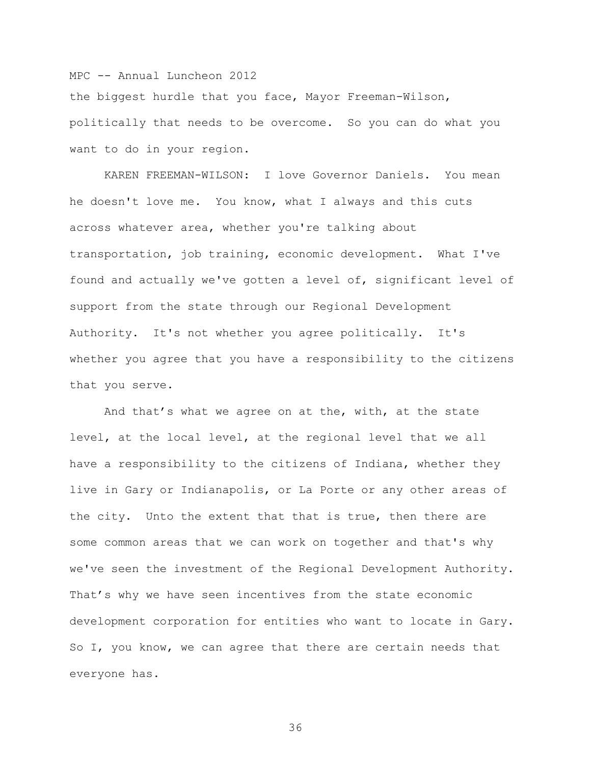the biggest hurdle that you face, Mayor Freeman-Wilson, politically that needs to be overcome. So you can do what you want to do in your region.

KAREN FREEMAN-WILSON: I love Governor Daniels. You mean he doesn't love me. You know, what I always and this cuts across whatever area, whether you're talking about transportation, job training, economic development. What I've found and actually we've gotten a level of, significant level of support from the state through our Regional Development Authority. It's not whether you agree politically. It's whether you agree that you have a responsibility to the citizens that you serve.

And that's what we agree on at the, with, at the state level, at the local level, at the regional level that we all have a responsibility to the citizens of Indiana, whether they live in Gary or Indianapolis, or La Porte or any other areas of the city. Unto the extent that that is true, then there are some common areas that we can work on together and that's why we've seen the investment of the Regional Development Authority. That's why we have seen incentives from the state economic development corporation for entities who want to locate in Gary. So I, you know, we can agree that there are certain needs that everyone has.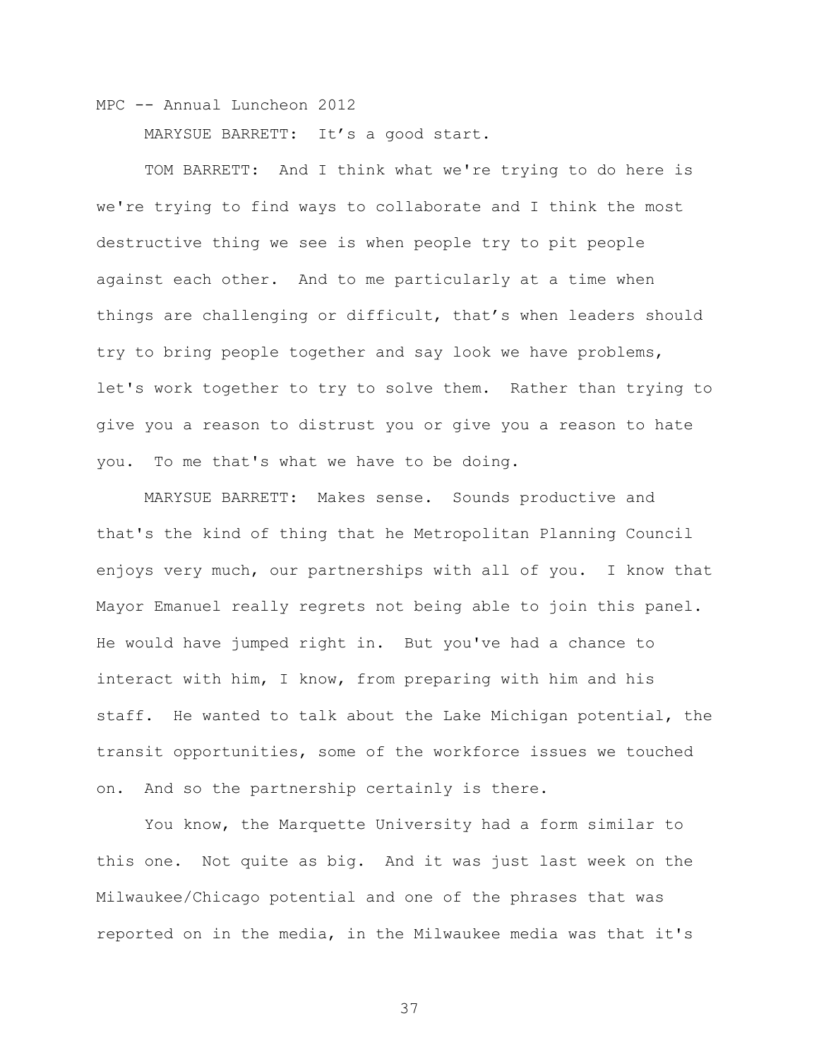MARYSUE BARRETT: It's a good start.

TOM BARRETT: And I think what we're trying to do here is we're trying to find ways to collaborate and I think the most destructive thing we see is when people try to pit people against each other. And to me particularly at a time when things are challenging or difficult, that's when leaders should try to bring people together and say look we have problems, let's work together to try to solve them. Rather than trying to give you a reason to distrust you or give you a reason to hate you. To me that's what we have to be doing.

MARYSUE BARRETT: Makes sense. Sounds productive and that's the kind of thing that he Metropolitan Planning Council enjoys very much, our partnerships with all of you. I know that Mayor Emanuel really regrets not being able to join this panel. He would have jumped right in. But you've had a chance to interact with him, I know, from preparing with him and his staff. He wanted to talk about the Lake Michigan potential, the transit opportunities, some of the workforce issues we touched on. And so the partnership certainly is there.

You know, the Marquette University had a form similar to this one. Not quite as big. And it was just last week on the Milwaukee/Chicago potential and one of the phrases that was reported on in the media, in the Milwaukee media was that it's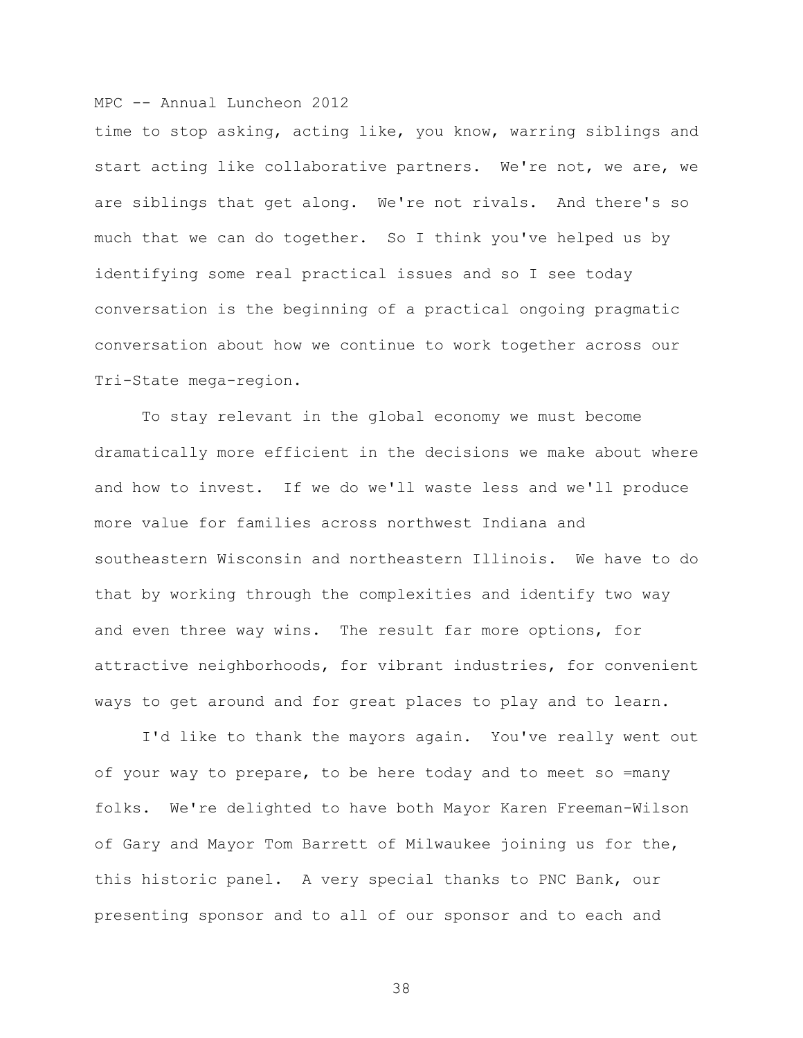time to stop asking, acting like, you know, warring siblings and start acting like collaborative partners. We're not, we are, we are siblings that get along. We're not rivals. And there's so much that we can do together. So I think you've helped us by identifying some real practical issues and so I see today conversation is the beginning of a practical ongoing pragmatic conversation about how we continue to work together across our Tri-State mega-region.

To stay relevant in the global economy we must become dramatically more efficient in the decisions we make about where and how to invest. If we do we'll waste less and we'll produce more value for families across northwest Indiana and southeastern Wisconsin and northeastern Illinois. We have to do that by working through the complexities and identify two way and even three way wins. The result far more options, for attractive neighborhoods, for vibrant industries, for convenient ways to get around and for great places to play and to learn.

I'd like to thank the mayors again. You've really went out of your way to prepare, to be here today and to meet so =many folks. We're delighted to have both Mayor Karen Freeman-Wilson of Gary and Mayor Tom Barrett of Milwaukee joining us for the, this historic panel. A very special thanks to PNC Bank, our presenting sponsor and to all of our sponsor and to each and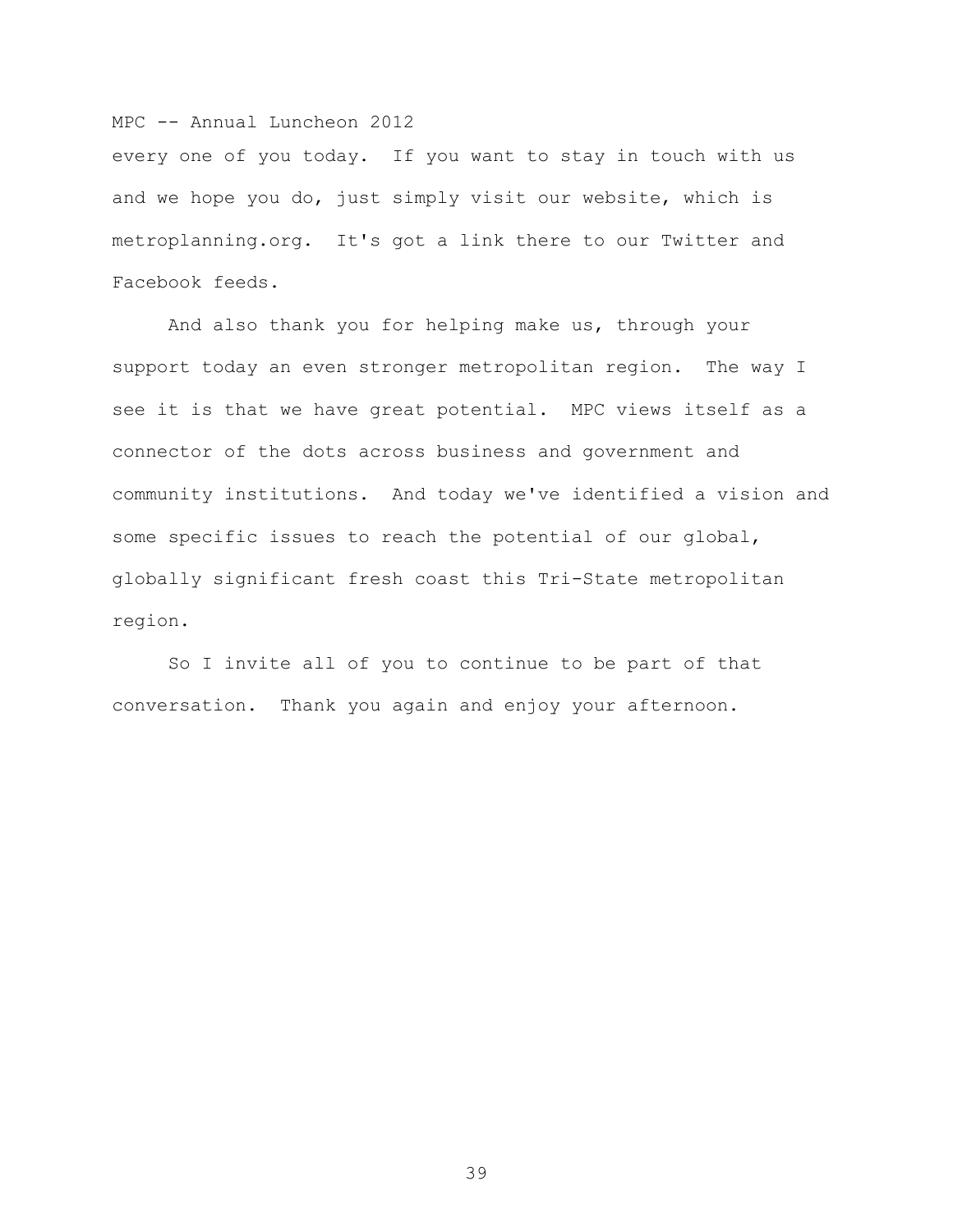every one of you today. If you want to stay in touch with us and we hope you do, just simply visit our website, which is metroplanning.org. It's got a link there to our Twitter and Facebook feeds.

And also thank you for helping make us, through your support today an even stronger metropolitan region. The way I see it is that we have great potential. MPC views itself as a connector of the dots across business and government and community institutions. And today we've identified a vision and some specific issues to reach the potential of our global, globally significant fresh coast this Tri-State metropolitan region.

So I invite all of you to continue to be part of that conversation. Thank you again and enjoy your afternoon.